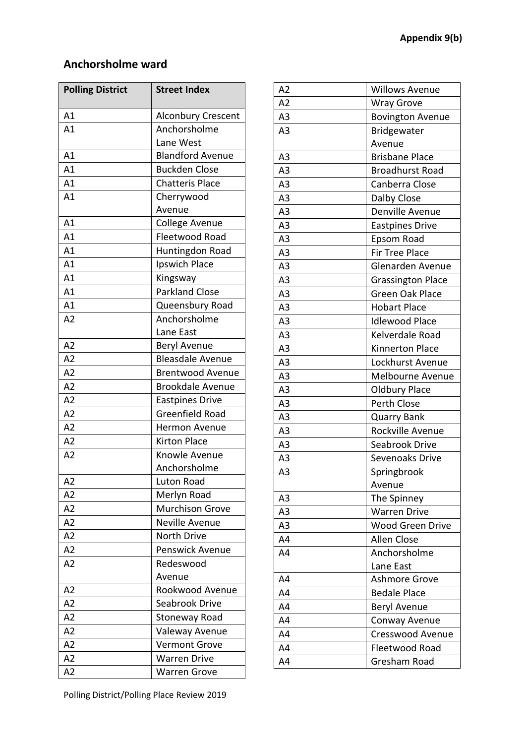**Appendix 9(b)**

## Anchorsholme ward

| Polling District | Street Index |
|---|---|
| A1 | Alconbury Crescent |
| A1 | Anchorsholme Lane West |
| A1 | Blandford Avenue |
| A1 | Buckden Close |
| A1 | Chatteris Place |
| A1 | Cherrywood Avenue |
| A1 | College Avenue |
| A1 | Fleetwood Road |
| A1 | Huntingdon Road |
| A1 | Ipswich Place |
| A1 | Kingsway |
| A1 | Parkland Close |
| A1 | Queensbury Road |
| A2 | Anchorsholme Lane East |
| A2 | Beryl Avenue |
| A2 | Bleasdale Avenue |
| A2 | Brentwood Avenue |
| A2 | Brookdale Avenue |
| A2 | Eastpines Drive |
| A2 | Greenfield Road |
| A2 | Hermon Avenue |
| A2 | Kirton Place |
| A2 | Knowle Avenue Anchorsholme |
| A2 | Luton Road |
| A2 | Merlyn Road |
| A2 | Murchison Grove |
| A2 | Neville Avenue |
| A2 | North Drive |
| A2 | Penswick Avenue |
| A2 | Redeswood Avenue |
| A2 | Rookwood Avenue |
| A2 | Seabrook Drive |
| A2 | Stoneway Road |
| A2 | Valeway Avenue |
| A2 | Vermont Grove |
| A2 | Warren Drive |
| A2 | Warren Grove |
| A2 | Willows Avenue |
| A2 | Wray Grove |
| A3 | Bovington Avenue |
| A3 | Bridgewater Avenue |
| A3 | Brisbane Place |
| A3 | Broadhurst Road |
| A3 | Canberra Close |
| A3 | Dalby Close |
| A3 | Denville Avenue |
| A3 | Eastpines Drive |
| A3 | Epsom Road |
| A3 | Fir Tree Place |
| A3 | Glenarden Avenue |
| A3 | Grassington Place |
| A3 | Green Oak Place |
| A3 | Hobart Place |
| A3 | Idlewood Place |
| A3 | Kelverdale Road |
| A3 | Kinnerton Place |
| A3 | Lockhurst Avenue |
| A3 | Melbourne Avenue |
| A3 | Oldbury Place |
| A3 | Perth Close |
| A3 | Quarry Bank |
| A3 | Rockville Avenue |
| A3 | Seabrook Drive |
| A3 | Sevenoaks Drive |
| A3 | Springbrook Avenue |
| A3 | The Spinney |
| A3 | Warren Drive |
| A3 | Wood Green Drive |
| A4 | Allen Close |
| A4 | Anchorsholme Lane East |
| A4 | Ashmore Grove |
| A4 | Bedale Place |
| A4 | Beryl Avenue |
| A4 | Conway Avenue |
| A4 | Cresswood Avenue |
| A4 | Fleetwood Road |
| A4 | Gresham Road |

Polling District/Polling Place Review 2019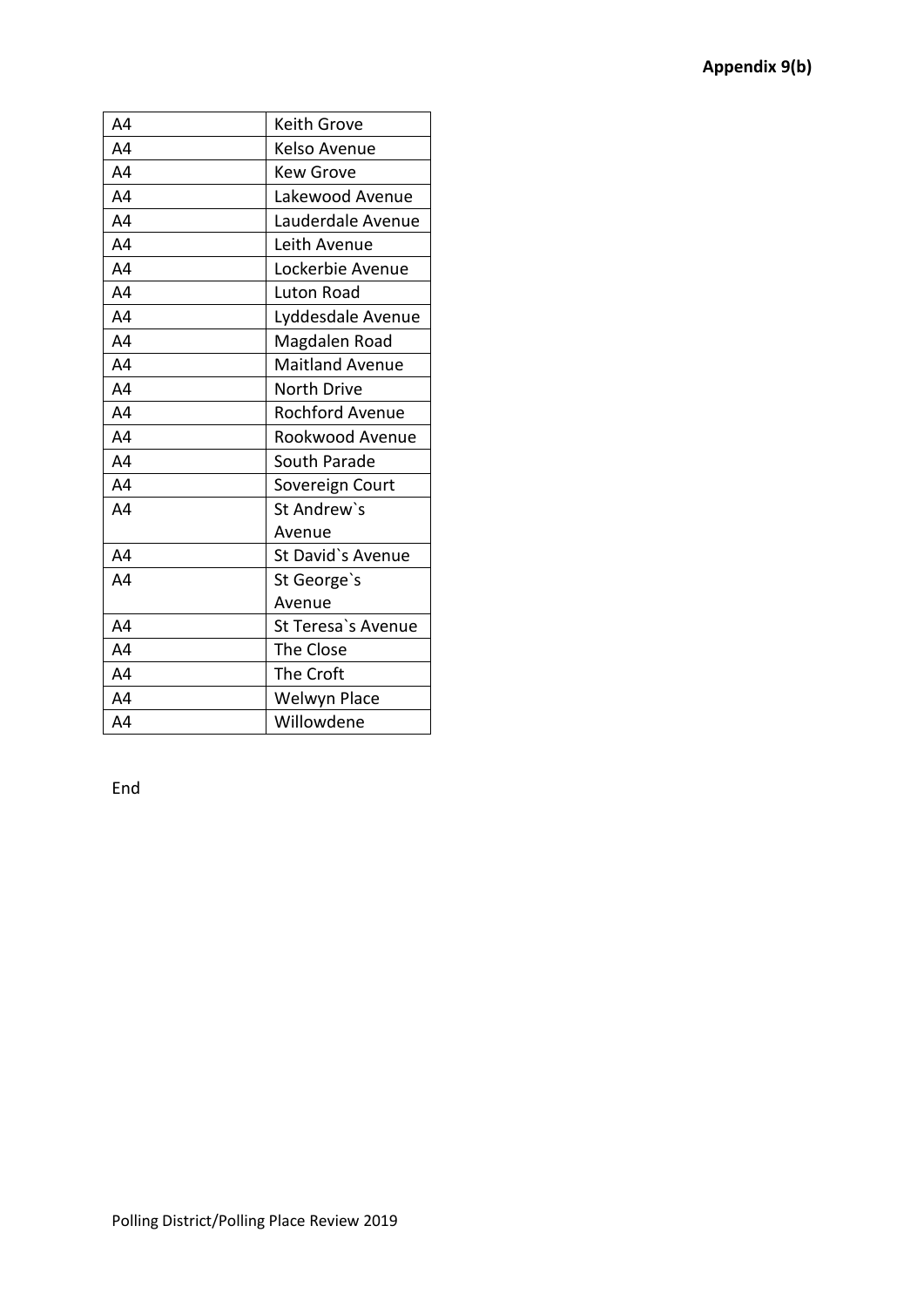**Appendix 9(b)**

| A4 | Keith Grove |
|---|---|
| A4 | Kelso Avenue |
| A4 | Kew Grove |
| A4 | Lakewood Avenue |
| A4 | Lauderdale Avenue |
| A4 | Leith Avenue |
| A4 | Lockerbie Avenue |
| A4 | Luton Road |
| A4 | Lyddesdale Avenue |
| A4 | Magdalen Road |
| A4 | Maitland Avenue |
| A4 | North Drive |
| A4 | Rochford Avenue |
| A4 | Rookwood Avenue |
| A4 | South Parade |
| A4 | Sovereign Court |
| A4 | St Andrew`s Avenue |
| A4 | St David`s Avenue |
| A4 | St George`s Avenue |
| A4 | St Teresa`s Avenue |
| A4 | The Close |
| A4 | The Croft |
| A4 | Welwyn Place |
| A4 | Willowdene |

End

Polling District/Polling Place Review 2019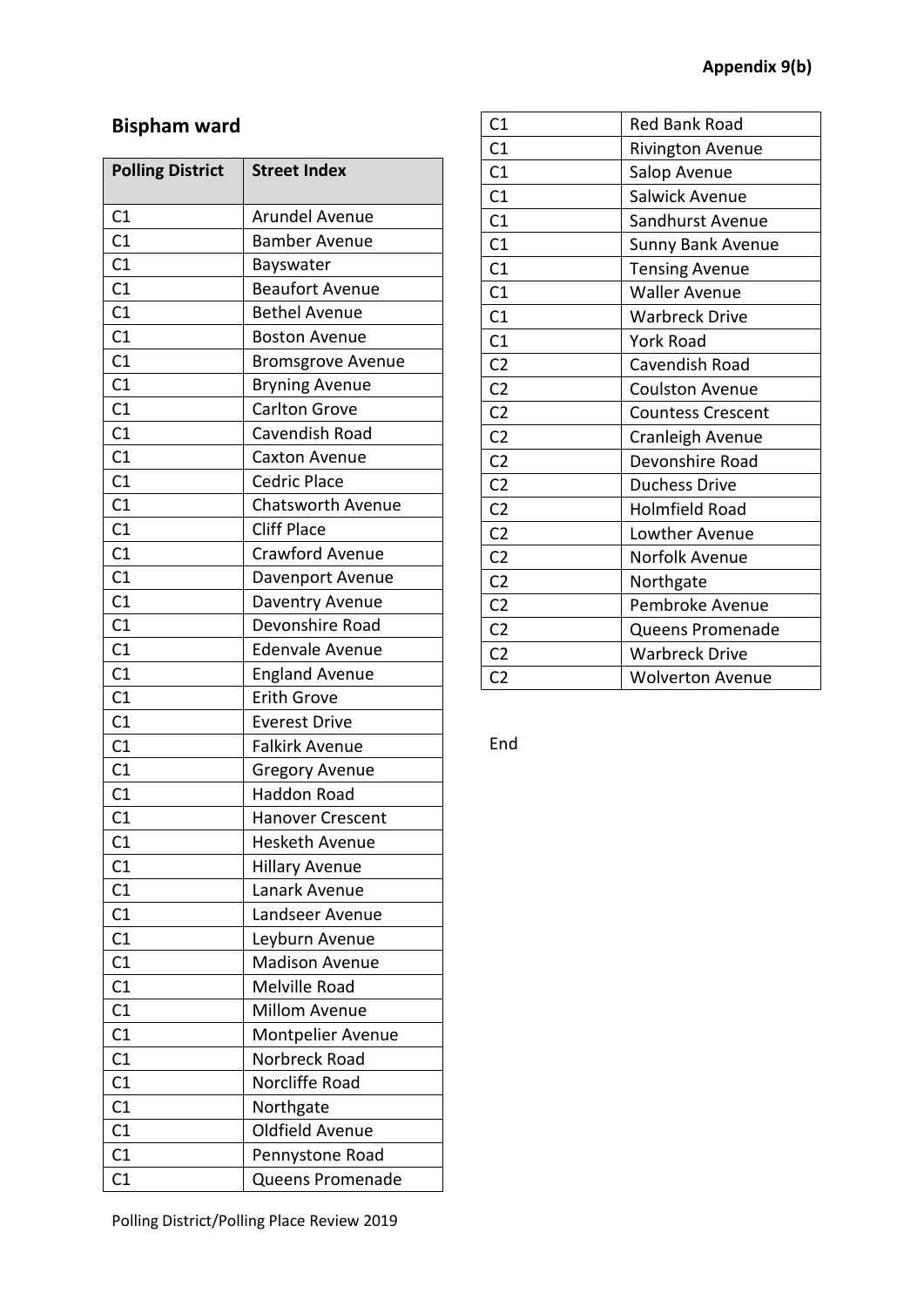Appendix 9(b)

## Bispham ward

| Polling District | Street Index |
|---|---|
| C1 | Arundel Avenue |
| C1 | Bamber Avenue |
| C1 | Bayswater |
| C1 | Beaufort Avenue |
| C1 | Bethel Avenue |
| C1 | Boston Avenue |
| C1 | Bromsgrove Avenue |
| C1 | Bryning Avenue |
| C1 | Carlton Grove |
| C1 | Cavendish Road |
| C1 | Caxton Avenue |
| C1 | Cedric Place |
| C1 | Chatsworth Avenue |
| C1 | Cliff Place |
| C1 | Crawford Avenue |
| C1 | Davenport Avenue |
| C1 | Daventry Avenue |
| C1 | Devonshire Road |
| C1 | Edenvale Avenue |
| C1 | England Avenue |
| C1 | Erith Grove |
| C1 | Everest Drive |
| C1 | Falkirk Avenue |
| C1 | Gregory Avenue |
| C1 | Haddon Road |
| C1 | Hanover Crescent |
| C1 | Hesketh Avenue |
| C1 | Hillary Avenue |
| C1 | Lanark Avenue |
| C1 | Landseer Avenue |
| C1 | Leyburn Avenue |
| C1 | Madison Avenue |
| C1 | Melville Road |
| C1 | Millom Avenue |
| C1 | Montpelier Avenue |
| C1 | Norbreck Road |
| C1 | Norcliffe Road |
| C1 | Northgate |
| C1 | Oldfield Avenue |
| C1 | Pennystone Road |
| C1 | Queens Promenade |
| C1 | Red Bank Road |
| C1 | Rivington Avenue |
| C1 | Salop Avenue |
| C1 | Salwick Avenue |
| C1 | Sandhurst Avenue |
| C1 | Sunny Bank Avenue |
| C1 | Tensing Avenue |
| C1 | Waller Avenue |
| C1 | Warbreck Drive |
| C1 | York Road |
| C2 | Cavendish Road |
| C2 | Coulston Avenue |
| C2 | Countess Crescent |
| C2 | Cranleigh Avenue |
| C2 | Devonshire Road |
| C2 | Duchess Drive |
| C2 | Holmfield Road |
| C2 | Lowther Avenue |
| C2 | Norfolk Avenue |
| C2 | Northgate |
| C2 | Pembroke Avenue |
| C2 | Queens Promenade |
| C2 | Warbreck Drive |
| C2 | Wolverton Avenue |

End

Polling District/Polling Place Review 2019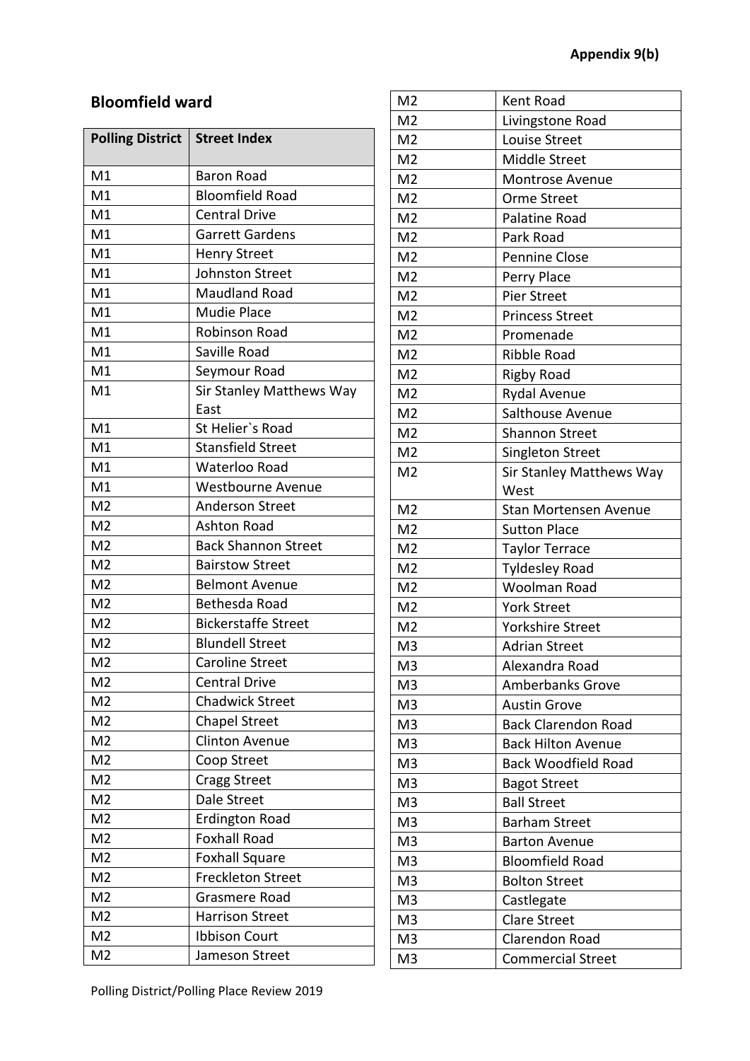**Appendix 9(b)**

## Bloomfield ward

| Polling District | Street Index |
|---|---|
| M1 | Baron Road |
| M1 | Bloomfield Road |
| M1 | Central Drive |
| M1 | Garrett Gardens |
| M1 | Henry Street |
| M1 | Johnston Street |
| M1 | Maudland Road |
| M1 | Mudie Place |
| M1 | Robinson Road |
| M1 | Saville Road |
| M1 | Seymour Road |
| M1 | Sir Stanley Matthews Way East |
| M1 | St Helier`s Road |
| M1 | Stansfield Street |
| M1 | Waterloo Road |
| M1 | Westbourne Avenue |
| M2 | Anderson Street |
| M2 | Ashton Road |
| M2 | Back Shannon Street |
| M2 | Bairstow Street |
| M2 | Belmont Avenue |
| M2 | Bethesda Road |
| M2 | Bickerstaffe Street |
| M2 | Blundell Street |
| M2 | Caroline Street |
| M2 | Central Drive |
| M2 | Chadwick Street |
| M2 | Chapel Street |
| M2 | Clinton Avenue |
| M2 | Coop Street |
| M2 | Cragg Street |
| M2 | Dale Street |
| M2 | Erdington Road |
| M2 | Foxhall Road |
| M2 | Foxhall Square |
| M2 | Freckleton Street |
| M2 | Grasmere Road |
| M2 | Harrison Street |
| M2 | Ibbison Court |
| M2 | Jameson Street |
| M2 | Kent Road |
| M2 | Livingstone Road |
| M2 | Louise Street |
| M2 | Middle Street |
| M2 | Montrose Avenue |
| M2 | Orme Street |
| M2 | Palatine Road |
| M2 | Park Road |
| M2 | Pennine Close |
| M2 | Perry Place |
| M2 | Pier Street |
| M2 | Princess Street |
| M2 | Promenade |
| M2 | Ribble Road |
| M2 | Rigby Road |
| M2 | Rydal Avenue |
| M2 | Salthouse Avenue |
| M2 | Shannon Street |
| M2 | Singleton Street |
| M2 | Sir Stanley Matthews Way West |
| M2 | Stan Mortensen Avenue |
| M2 | Sutton Place |
| M2 | Taylor Terrace |
| M2 | Tyldesley Road |
| M2 | Woolman Road |
| M2 | York Street |
| M2 | Yorkshire Street |
| M3 | Adrian Street |
| M3 | Alexandra Road |
| M3 | Amberbanks Grove |
| M3 | Austin Grove |
| M3 | Back Clarendon Road |
| M3 | Back Hilton Avenue |
| M3 | Back Woodfield Road |
| M3 | Bagot Street |
| M3 | Ball Street |
| M3 | Barham Street |
| M3 | Barton Avenue |
| M3 | Bloomfield Road |
| M3 | Bolton Street |
| M3 | Castlegate |
| M3 | Clare Street |
| M3 | Clarendon Road |
| M3 | Commercial Street |

Polling District/Polling Place Review 2019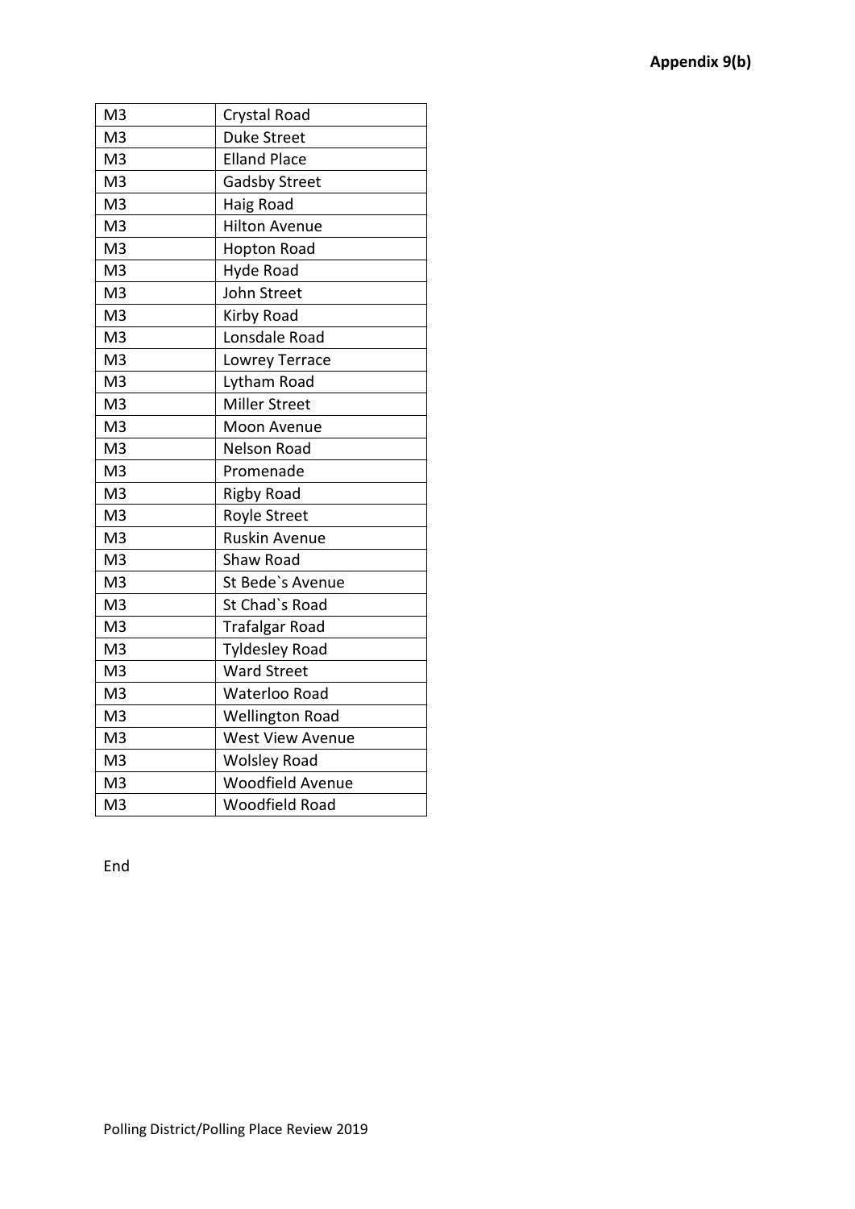**Appendix 9(b)**

| M3 | Crystal Road |
|---|---|
| M3 | Duke Street |
| M3 | Elland Place |
| M3 | Gadsby Street |
| M3 | Haig Road |
| M3 | Hilton Avenue |
| M3 | Hopton Road |
| M3 | Hyde Road |
| M3 | John Street |
| M3 | Kirby Road |
| M3 | Lonsdale Road |
| M3 | Lowrey Terrace |
| M3 | Lytham Road |
| M3 | Miller Street |
| M3 | Moon Avenue |
| M3 | Nelson Road |
| M3 | Promenade |
| M3 | Rigby Road |
| M3 | Royle Street |
| M3 | Ruskin Avenue |
| M3 | Shaw Road |
| M3 | St Bede`s Avenue |
| M3 | St Chad`s Road |
| M3 | Trafalgar Road |
| M3 | Tyldesley Road |
| M3 | Ward Street |
| M3 | Waterloo Road |
| M3 | Wellington Road |
| M3 | West View Avenue |
| M3 | Wolsley Road |
| M3 | Woodfield Avenue |
| M3 | Woodfield Road |

End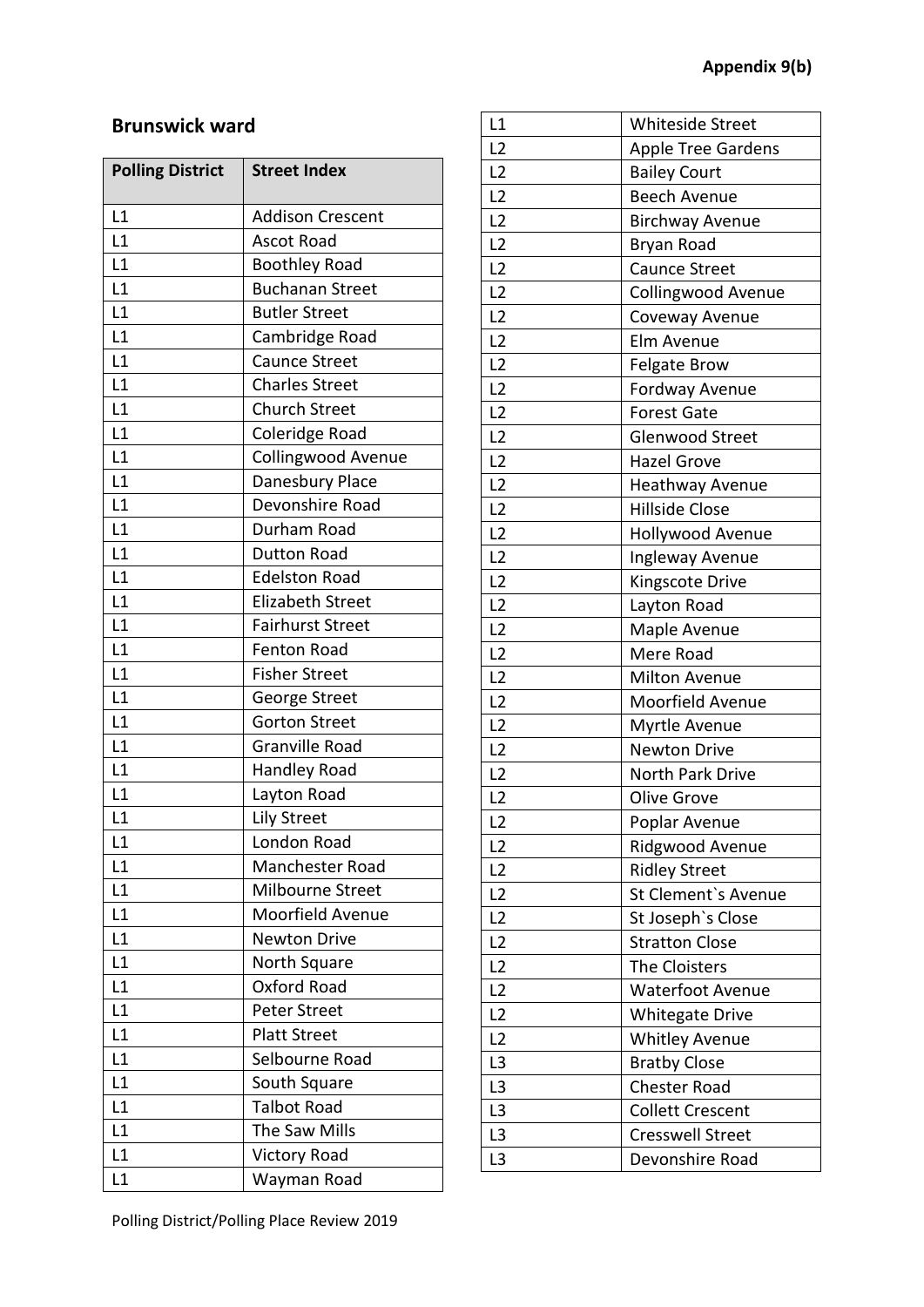**Appendix 9(b)**

## Brunswick ward

| Polling District | Street Index |
|---|---|
| L1 | Addison Crescent |
| L1 | Ascot Road |
| L1 | Boothley Road |
| L1 | Buchanan Street |
| L1 | Butler Street |
| L1 | Cambridge Road |
| L1 | Caunce Street |
| L1 | Charles Street |
| L1 | Church Street |
| L1 | Coleridge Road |
| L1 | Collingwood Avenue |
| L1 | Danesbury Place |
| L1 | Devonshire Road |
| L1 | Durham Road |
| L1 | Dutton Road |
| L1 | Edelston Road |
| L1 | Elizabeth Street |
| L1 | Fairhurst Street |
| L1 | Fenton Road |
| L1 | Fisher Street |
| L1 | George Street |
| L1 | Gorton Street |
| L1 | Granville Road |
| L1 | Handley Road |
| L1 | Layton Road |
| L1 | Lily Street |
| L1 | London Road |
| L1 | Manchester Road |
| L1 | Milbourne Street |
| L1 | Moorfield Avenue |
| L1 | Newton Drive |
| L1 | North Square |
| L1 | Oxford Road |
| L1 | Peter Street |
| L1 | Platt Street |
| L1 | Selbourne Road |
| L1 | South Square |
| L1 | Talbot Road |
| L1 | The Saw Mills |
| L1 | Victory Road |
| L1 | Wayman Road |
| L1 | Whiteside Street |
| L2 | Apple Tree Gardens |
| L2 | Bailey Court |
| L2 | Beech Avenue |
| L2 | Birchway Avenue |
| L2 | Bryan Road |
| L2 | Caunce Street |
| L2 | Collingwood Avenue |
| L2 | Coveway Avenue |
| L2 | Elm Avenue |
| L2 | Felgate Brow |
| L2 | Fordway Avenue |
| L2 | Forest Gate |
| L2 | Glenwood Street |
| L2 | Hazel Grove |
| L2 | Heathway Avenue |
| L2 | Hillside Close |
| L2 | Hollywood Avenue |
| L2 | Ingleway Avenue |
| L2 | Kingscote Drive |
| L2 | Layton Road |
| L2 | Maple Avenue |
| L2 | Mere Road |
| L2 | Milton Avenue |
| L2 | Moorfield Avenue |
| L2 | Myrtle Avenue |
| L2 | Newton Drive |
| L2 | North Park Drive |
| L2 | Olive Grove |
| L2 | Poplar Avenue |
| L2 | Ridgwood Avenue |
| L2 | Ridley Street |
| L2 | St Clement`s Avenue |
| L2 | St Joseph`s Close |
| L2 | Stratton Close |
| L2 | The Cloisters |
| L2 | Waterfoot Avenue |
| L2 | Whitegate Drive |
| L2 | Whitley Avenue |
| L3 | Bratby Close |
| L3 | Chester Road |
| L3 | Collett Crescent |
| L3 | Cresswell Street |
| L3 | Devonshire Road |

Polling District/Polling Place Review 2019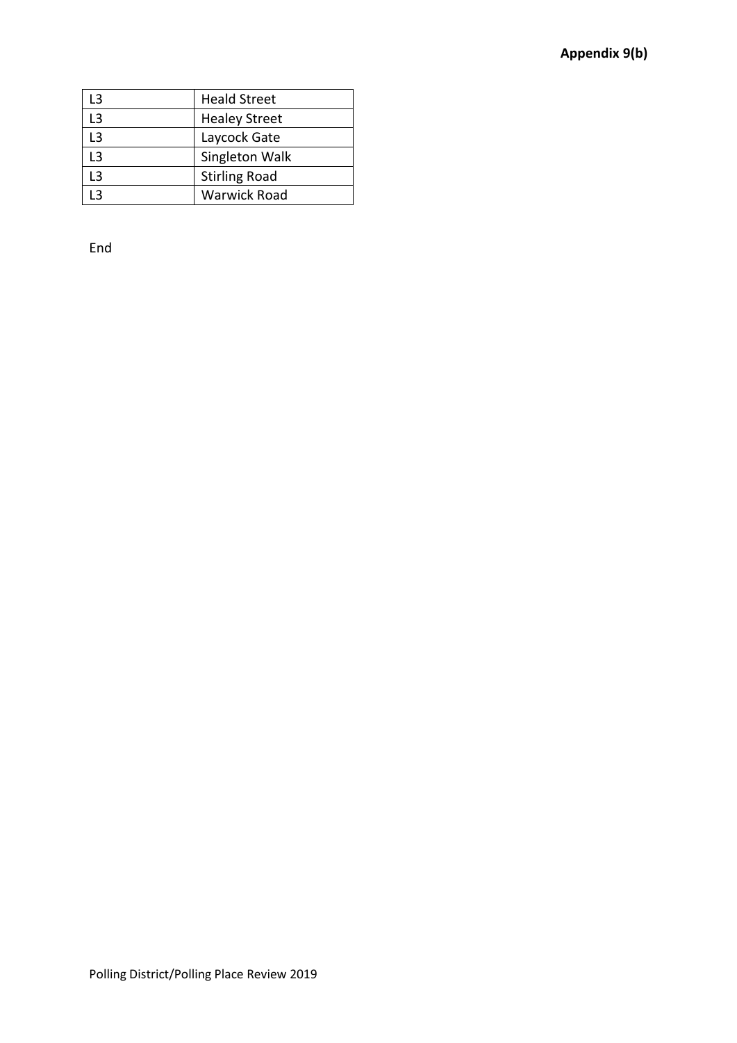**Appendix 9(b)**

| | |
|---|---|
| L3 | Heald Street |
| L3 | Healey Street |
| L3 | Laycock Gate |
| L3 | Singleton Walk |
| L3 | Stirling Road |
| L3 | Warwick Road |

End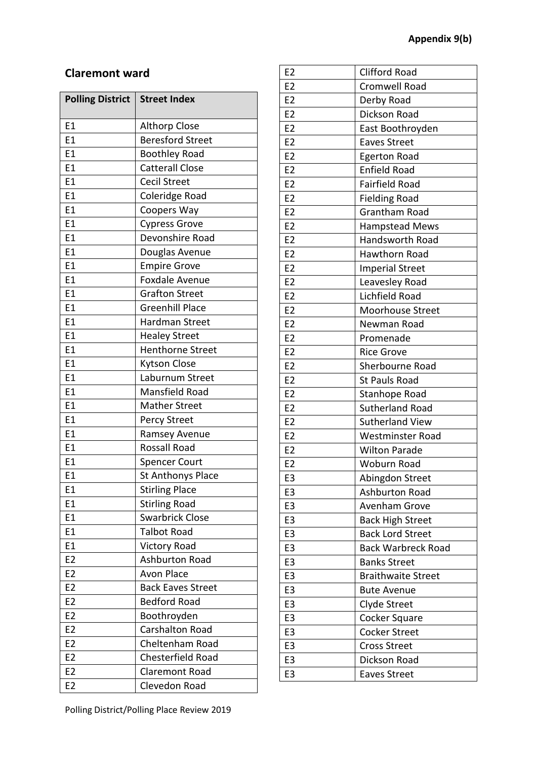Appendix 9(b)

## Claremont ward

| Polling District | Street Index |
|---|---|
| E1 | Althorp Close |
| E1 | Beresford Street |
| E1 | Boothley Road |
| E1 | Catterall Close |
| E1 | Cecil Street |
| E1 | Coleridge Road |
| E1 | Coopers Way |
| E1 | Cypress Grove |
| E1 | Devonshire Road |
| E1 | Douglas Avenue |
| E1 | Empire Grove |
| E1 | Foxdale Avenue |
| E1 | Grafton Street |
| E1 | Greenhill Place |
| E1 | Hardman Street |
| E1 | Healey Street |
| E1 | Henthorne Street |
| E1 | Kytson Close |
| E1 | Laburnum Street |
| E1 | Mansfield Road |
| E1 | Mather Street |
| E1 | Percy Street |
| E1 | Ramsey Avenue |
| E1 | Rossall Road |
| E1 | Spencer Court |
| E1 | St Anthonys Place |
| E1 | Stirling Place |
| E1 | Stirling Road |
| E1 | Swarbrick Close |
| E1 | Talbot Road |
| E1 | Victory Road |
| E2 | Ashburton Road |
| E2 | Avon Place |
| E2 | Back Eaves Street |
| E2 | Bedford Road |
| E2 | Boothroyden |
| E2 | Carshalton Road |
| E2 | Cheltenham Road |
| E2 | Chesterfield Road |
| E2 | Claremont Road |
| E2 | Clevedon Road |
| E2 | Clifford Road |
| E2 | Cromwell Road |
| E2 | Derby Road |
| E2 | Dickson Road |
| E2 | East Boothroyden |
| E2 | Eaves Street |
| E2 | Egerton Road |
| E2 | Enfield Road |
| E2 | Fairfield Road |
| E2 | Fielding Road |
| E2 | Grantham Road |
| E2 | Hampstead Mews |
| E2 | Handsworth Road |
| E2 | Hawthorn Road |
| E2 | Imperial Street |
| E2 | Leavesley Road |
| E2 | Lichfield Road |
| E2 | Moorhouse Street |
| E2 | Newman Road |
| E2 | Promenade |
| E2 | Rice Grove |
| E2 | Sherbourne Road |
| E2 | St Pauls Road |
| E2 | Stanhope Road |
| E2 | Sutherland Road |
| E2 | Sutherland View |
| E2 | Westminster Road |
| E2 | Wilton Parade |
| E2 | Woburn Road |
| E3 | Abingdon Street |
| E3 | Ashburton Road |
| E3 | Avenham Grove |
| E3 | Back High Street |
| E3 | Back Lord Street |
| E3 | Back Warbreck Road |
| E3 | Banks Street |
| E3 | Braithwaite Street |
| E3 | Bute Avenue |
| E3 | Clyde Street |
| E3 | Cocker Square |
| E3 | Cocker Street |
| E3 | Cross Street |
| E3 | Dickson Road |
| E3 | Eaves Street |

Polling District/Polling Place Review 2019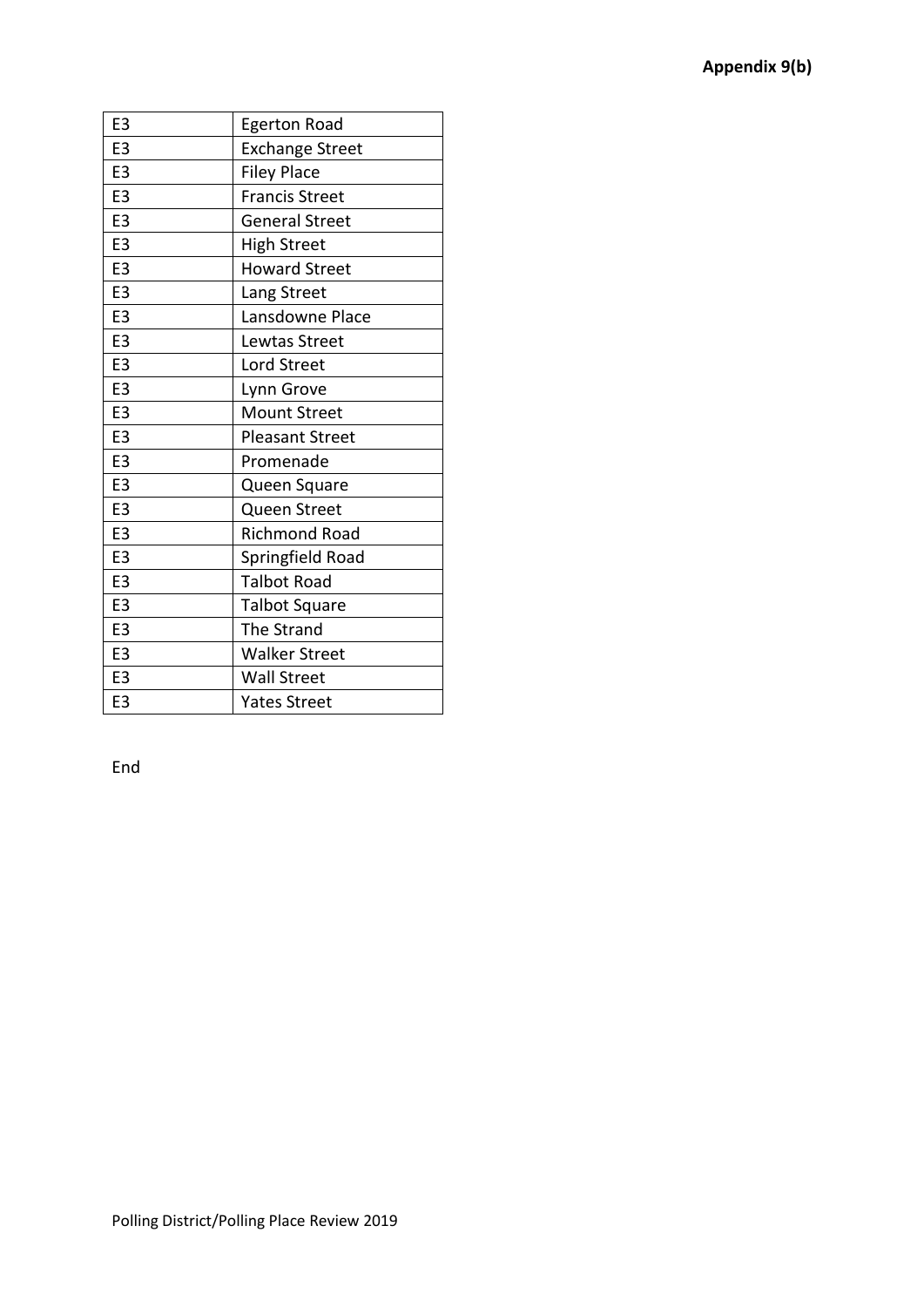**Appendix 9(b)**

| E3 | Egerton Road |
|---|---|
| E3 | Exchange Street |
| E3 | Filey Place |
| E3 | Francis Street |
| E3 | General Street |
| E3 | High Street |
| E3 | Howard Street |
| E3 | Lang Street |
| E3 | Lansdowne Place |
| E3 | Lewtas Street |
| E3 | Lord Street |
| E3 | Lynn Grove |
| E3 | Mount Street |
| E3 | Pleasant Street |
| E3 | Promenade |
| E3 | Queen Square |
| E3 | Queen Street |
| E3 | Richmond Road |
| E3 | Springfield Road |
| E3 | Talbot Road |
| E3 | Talbot Square |
| E3 | The Strand |
| E3 | Walker Street |
| E3 | Wall Street |
| E3 | Yates Street |

End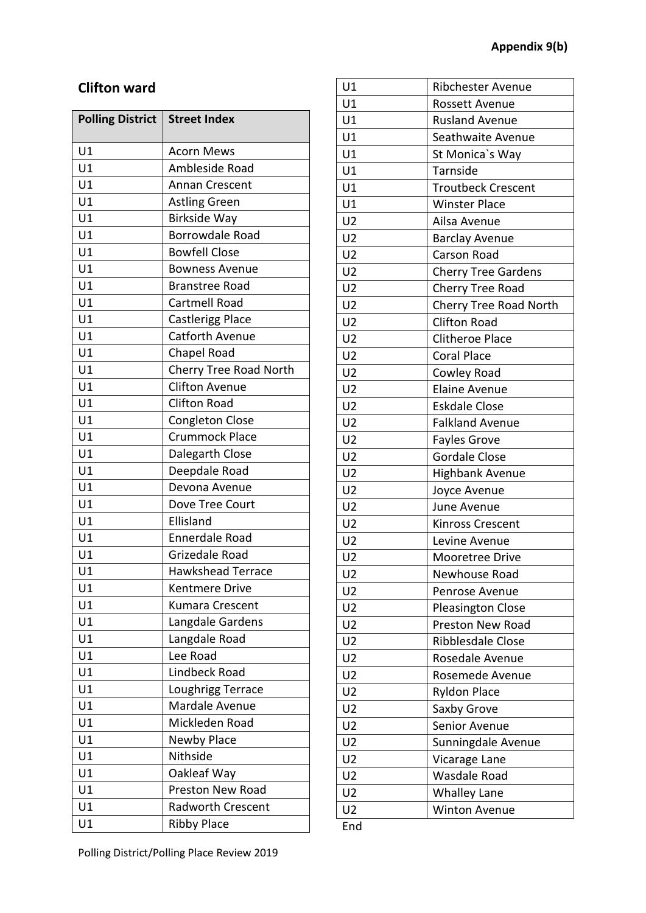**Appendix 9(b)**

## Clifton ward

| Polling District | Street Index |
|---|---|
| U1 | Acorn Mews |
| U1 | Ambleside Road |
| U1 | Annan Crescent |
| U1 | Astling Green |
| U1 | Birkside Way |
| U1 | Borrowdale Road |
| U1 | Bowfell Close |
| U1 | Bowness Avenue |
| U1 | Branstree Road |
| U1 | Cartmell Road |
| U1 | Castlerigg Place |
| U1 | Catforth Avenue |
| U1 | Chapel Road |
| U1 | Cherry Tree Road North |
| U1 | Clifton Avenue |
| U1 | Clifton Road |
| U1 | Congleton Close |
| U1 | Crummock Place |
| U1 | Dalegarth Close |
| U1 | Deepdale Road |
| U1 | Devona Avenue |
| U1 | Dove Tree Court |
| U1 | Ellisland |
| U1 | Ennerdale Road |
| U1 | Grizedale Road |
| U1 | Hawkshead Terrace |
| U1 | Kentmere Drive |
| U1 | Kumara Crescent |
| U1 | Langdale Gardens |
| U1 | Langdale Road |
| U1 | Lee Road |
| U1 | Lindbeck Road |
| U1 | Loughrigg Terrace |
| U1 | Mardale Avenue |
| U1 | Mickleden Road |
| U1 | Newby Place |
| U1 | Nithside |
| U1 | Oakleaf Way |
| U1 | Preston New Road |
| U1 | Radworth Crescent |
| U1 | Ribby Place |
| U1 | Ribchester Avenue |
| U1 | Rossett Avenue |
| U1 | Rusland Avenue |
| U1 | Seathwaite Avenue |
| U1 | St Monica`s Way |
| U1 | Tarnside |
| U1 | Troutbeck Crescent |
| U1 | Winster Place |
| U2 | Ailsa Avenue |
| U2 | Barclay Avenue |
| U2 | Carson Road |
| U2 | Cherry Tree Gardens |
| U2 | Cherry Tree Road |
| U2 | Cherry Tree Road North |
| U2 | Clifton Road |
| U2 | Clitheroe Place |
| U2 | Coral Place |
| U2 | Cowley Road |
| U2 | Elaine Avenue |
| U2 | Eskdale Close |
| U2 | Falkland Avenue |
| U2 | Fayles Grove |
| U2 | Gordale Close |
| U2 | Highbank Avenue |
| U2 | Joyce Avenue |
| U2 | June Avenue |
| U2 | Kinross Crescent |
| U2 | Levine Avenue |
| U2 | Mooretree Drive |
| U2 | Newhouse Road |
| U2 | Penrose Avenue |
| U2 | Pleasington Close |
| U2 | Preston New Road |
| U2 | Ribblesdale Close |
| U2 | Rosedale Avenue |
| U2 | Rosemede Avenue |
| U2 | Ryldon Place |
| U2 | Saxby Grove |
| U2 | Senior Avenue |
| U2 | Sunningdale Avenue |
| U2 | Vicarage Lane |
| U2 | Wasdale Road |
| U2 | Whalley Lane |
| U2 | Winton Avenue |

End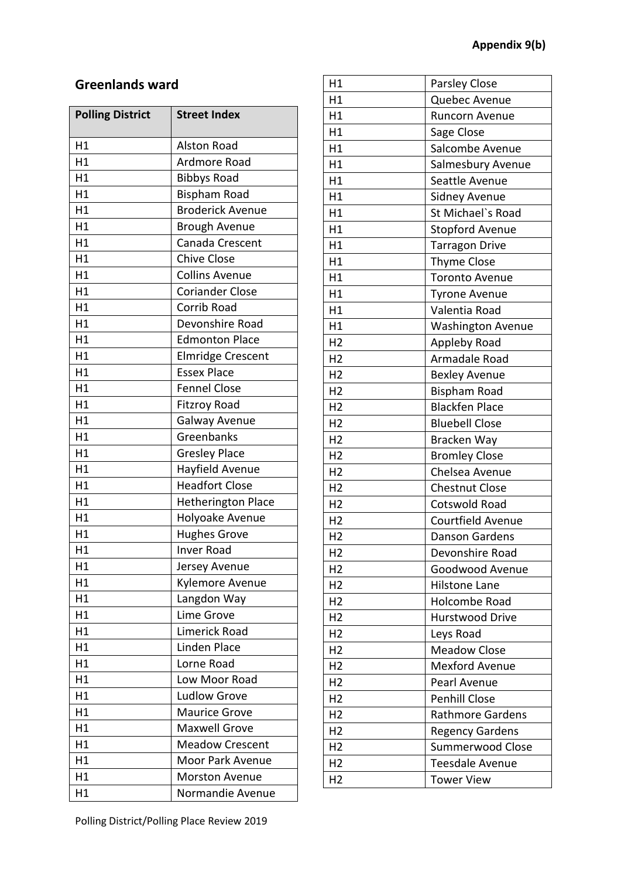**Appendix 9(b)**

## Greenlands ward

| Polling District | Street Index |
|---|---|
| H1 | Alston Road |
| H1 | Ardmore Road |
| H1 | Bibbys Road |
| H1 | Bispham Road |
| H1 | Broderick Avenue |
| H1 | Brough Avenue |
| H1 | Canada Crescent |
| H1 | Chive Close |
| H1 | Collins Avenue |
| H1 | Coriander Close |
| H1 | Corrib Road |
| H1 | Devonshire Road |
| H1 | Edmonton Place |
| H1 | Elmridge Crescent |
| H1 | Essex Place |
| H1 | Fennel Close |
| H1 | Fitzroy Road |
| H1 | Galway Avenue |
| H1 | Greenbanks |
| H1 | Gresley Place |
| H1 | Hayfield Avenue |
| H1 | Headfort Close |
| H1 | Hetherington Place |
| H1 | Holyoake Avenue |
| H1 | Hughes Grove |
| H1 | Inver Road |
| H1 | Jersey Avenue |
| H1 | Kylemore Avenue |
| H1 | Langdon Way |
| H1 | Lime Grove |
| H1 | Limerick Road |
| H1 | Linden Place |
| H1 | Lorne Road |
| H1 | Low Moor Road |
| H1 | Ludlow Grove |
| H1 | Maurice Grove |
| H1 | Maxwell Grove |
| H1 | Meadow Crescent |
| H1 | Moor Park Avenue |
| H1 | Morston Avenue |
| H1 | Normandie Avenue |
| H1 | Parsley Close |
| H1 | Quebec Avenue |
| H1 | Runcorn Avenue |
| H1 | Sage Close |
| H1 | Salcombe Avenue |
| H1 | Salmesbury Avenue |
| H1 | Seattle Avenue |
| H1 | Sidney Avenue |
| H1 | St Michael`s Road |
| H1 | Stopford Avenue |
| H1 | Tarragon Drive |
| H1 | Thyme Close |
| H1 | Toronto Avenue |
| H1 | Tyrone Avenue |
| H1 | Valentia Road |
| H1 | Washington Avenue |
| H2 | Appleby Road |
| H2 | Armadale Road |
| H2 | Bexley Avenue |
| H2 | Bispham Road |
| H2 | Blackfen Place |
| H2 | Bluebell Close |
| H2 | Bracken Way |
| H2 | Bromley Close |
| H2 | Chelsea Avenue |
| H2 | Chestnut Close |
| H2 | Cotswold Road |
| H2 | Courtfield Avenue |
| H2 | Danson Gardens |
| H2 | Devonshire Road |
| H2 | Goodwood Avenue |
| H2 | Hilstone Lane |
| H2 | Holcombe Road |
| H2 | Hurstwood Drive |
| H2 | Leys Road |
| H2 | Meadow Close |
| H2 | Mexford Avenue |
| H2 | Pearl Avenue |
| H2 | Penhill Close |
| H2 | Rathmore Gardens |
| H2 | Regency Gardens |
| H2 | Summerwood Close |
| H2 | Teesdale Avenue |
| H2 | Tower View |

Polling District/Polling Place Review 2019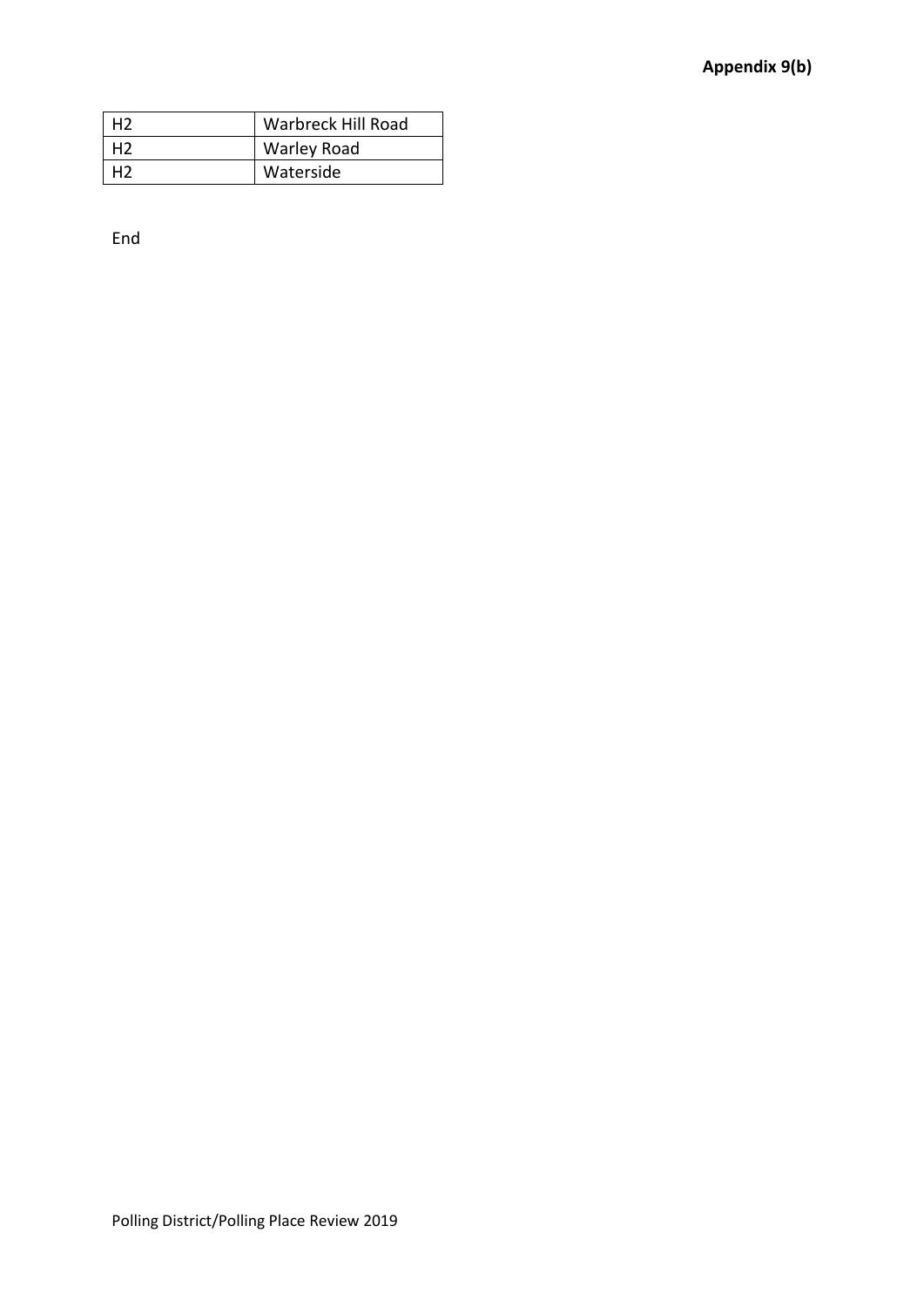| H2 | Warbreck Hill Road |
|---|---|
| H2 | Warley Road |
| H2 | Waterside |

End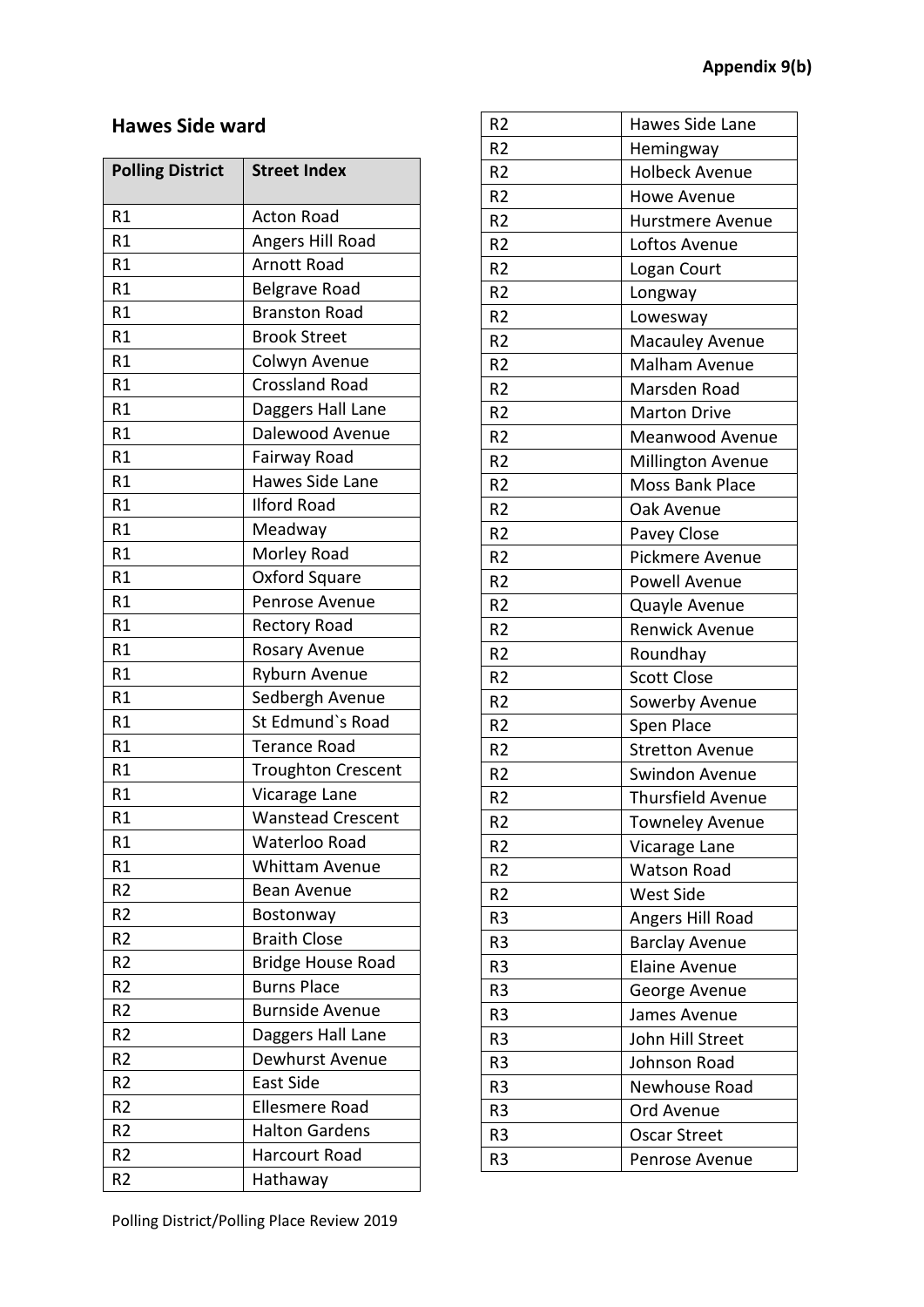**Appendix 9(b)**

## Hawes Side ward

| Polling District | Street Index |
|---|---|
| R1 | Acton Road |
| R1 | Angers Hill Road |
| R1 | Arnott Road |
| R1 | Belgrave Road |
| R1 | Branston Road |
| R1 | Brook Street |
| R1 | Colwyn Avenue |
| R1 | Crossland Road |
| R1 | Daggers Hall Lane |
| R1 | Dalewood Avenue |
| R1 | Fairway Road |
| R1 | Hawes Side Lane |
| R1 | Ilford Road |
| R1 | Meadway |
| R1 | Morley Road |
| R1 | Oxford Square |
| R1 | Penrose Avenue |
| R1 | Rectory Road |
| R1 | Rosary Avenue |
| R1 | Ryburn Avenue |
| R1 | Sedbergh Avenue |
| R1 | St Edmund`s Road |
| R1 | Terance Road |
| R1 | Troughton Crescent |
| R1 | Vicarage Lane |
| R1 | Wanstead Crescent |
| R1 | Waterloo Road |
| R1 | Whittam Avenue |
| R2 | Bean Avenue |
| R2 | Bostonway |
| R2 | Braith Close |
| R2 | Bridge House Road |
| R2 | Burns Place |
| R2 | Burnside Avenue |
| R2 | Daggers Hall Lane |
| R2 | Dewhurst Avenue |
| R2 | East Side |
| R2 | Ellesmere Road |
| R2 | Halton Gardens |
| R2 | Harcourt Road |
| R2 | Hathaway |
| R2 | Hawes Side Lane |
| R2 | Hemingway |
| R2 | Holbeck Avenue |
| R2 | Howe Avenue |
| R2 | Hurstmere Avenue |
| R2 | Loftos Avenue |
| R2 | Logan Court |
| R2 | Longway |
| R2 | Lowesway |
| R2 | Macauley Avenue |
| R2 | Malham Avenue |
| R2 | Marsden Road |
| R2 | Marton Drive |
| R2 | Meanwood Avenue |
| R2 | Millington Avenue |
| R2 | Moss Bank Place |
| R2 | Oak Avenue |
| R2 | Pavey Close |
| R2 | Pickmere Avenue |
| R2 | Powell Avenue |
| R2 | Quayle Avenue |
| R2 | Renwick Avenue |
| R2 | Roundhay |
| R2 | Scott Close |
| R2 | Sowerby Avenue |
| R2 | Spen Place |
| R2 | Stretton Avenue |
| R2 | Swindon Avenue |
| R2 | Thursfield Avenue |
| R2 | Towneley Avenue |
| R2 | Vicarage Lane |
| R2 | Watson Road |
| R2 | West Side |
| R3 | Angers Hill Road |
| R3 | Barclay Avenue |
| R3 | Elaine Avenue |
| R3 | George Avenue |
| R3 | James Avenue |
| R3 | John Hill Street |
| R3 | Johnson Road |
| R3 | Newhouse Road |
| R3 | Ord Avenue |
| R3 | Oscar Street |
| R3 | Penrose Avenue |

Polling District/Polling Place Review 2019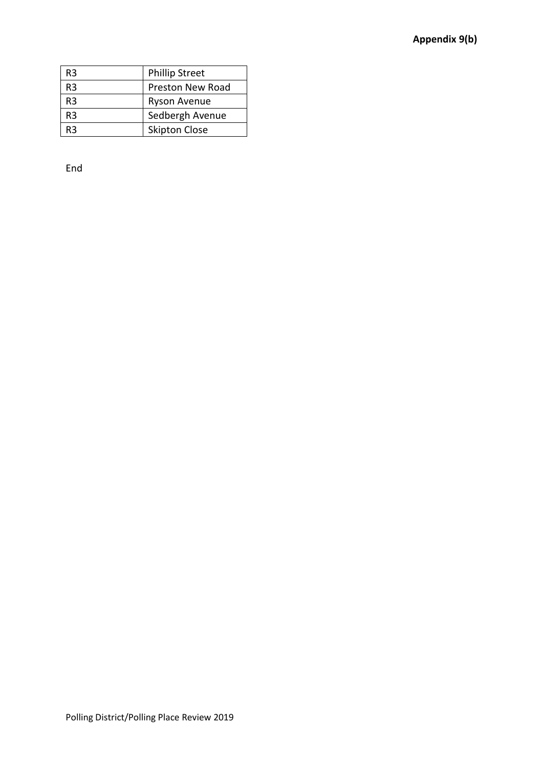| R3 | Phillip Street |
|---|---|
| R3 | Preston New Road |
| R3 | Ryson Avenue |
| R3 | Sedbergh Avenue |
| R3 | Skipton Close |

End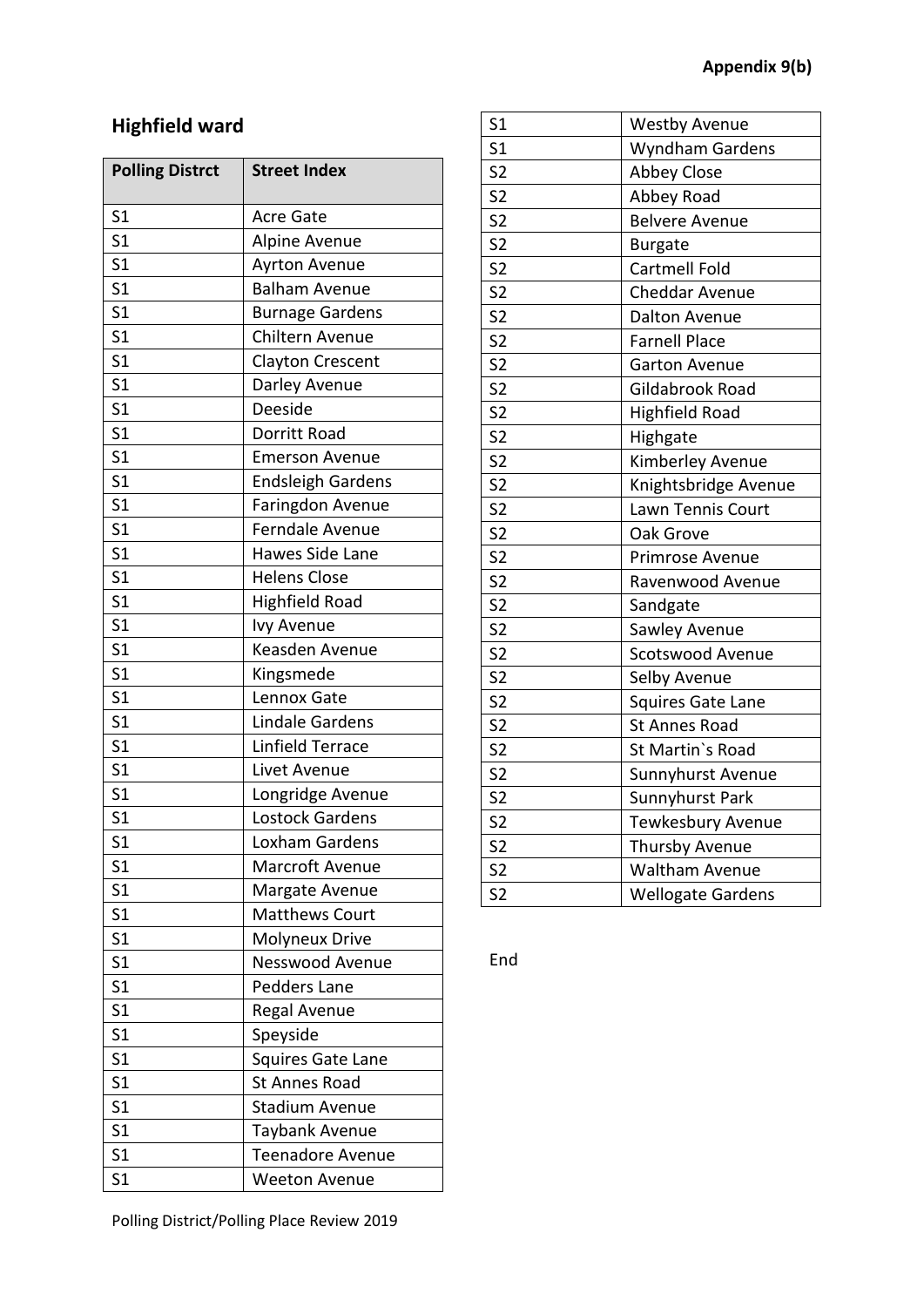**Appendix 9(b)**

## Highfield ward

| Polling Distrct | Street Index |
|---|---|
| S1 | Acre Gate |
| S1 | Alpine Avenue |
| S1 | Ayrton Avenue |
| S1 | Balham Avenue |
| S1 | Burnage Gardens |
| S1 | Chiltern Avenue |
| S1 | Clayton Crescent |
| S1 | Darley Avenue |
| S1 | Deeside |
| S1 | Dorritt Road |
| S1 | Emerson Avenue |
| S1 | Endsleigh Gardens |
| S1 | Faringdon Avenue |
| S1 | Ferndale Avenue |
| S1 | Hawes Side Lane |
| S1 | Helens Close |
| S1 | Highfield Road |
| S1 | Ivy Avenue |
| S1 | Keasden Avenue |
| S1 | Kingsmede |
| S1 | Lennox Gate |
| S1 | Lindale Gardens |
| S1 | Linfield Terrace |
| S1 | Livet Avenue |
| S1 | Longridge Avenue |
| S1 | Lostock Gardens |
| S1 | Loxham Gardens |
| S1 | Marcroft Avenue |
| S1 | Margate Avenue |
| S1 | Matthews Court |
| S1 | Molyneux Drive |
| S1 | Nesswood Avenue |
| S1 | Pedders Lane |
| S1 | Regal Avenue |
| S1 | Speyside |
| S1 | Squires Gate Lane |
| S1 | St Annes Road |
| S1 | Stadium Avenue |
| S1 | Taybank Avenue |
| S1 | Teenadore Avenue |
| S1 | Weeton Avenue |
| S1 | Westby Avenue |
| S1 | Wyndham Gardens |
| S2 | Abbey Close |
| S2 | Abbey Road |
| S2 | Belvere Avenue |
| S2 | Burgate |
| S2 | Cartmell Fold |
| S2 | Cheddar Avenue |
| S2 | Dalton Avenue |
| S2 | Farnell Place |
| S2 | Garton Avenue |
| S2 | Gildabrook Road |
| S2 | Highfield Road |
| S2 | Highgate |
| S2 | Kimberley Avenue |
| S2 | Knightsbridge Avenue |
| S2 | Lawn Tennis Court |
| S2 | Oak Grove |
| S2 | Primrose Avenue |
| S2 | Ravenwood Avenue |
| S2 | Sandgate |
| S2 | Sawley Avenue |
| S2 | Scotswood Avenue |
| S2 | Selby Avenue |
| S2 | Squires Gate Lane |
| S2 | St Annes Road |
| S2 | St Martin`s Road |
| S2 | Sunnyhurst Avenue |
| S2 | Sunnyhurst Park |
| S2 | Tewkesbury Avenue |
| S2 | Thursby Avenue |
| S2 | Waltham Avenue |
| S2 | Wellogate Gardens |

End

Polling District/Polling Place Review 2019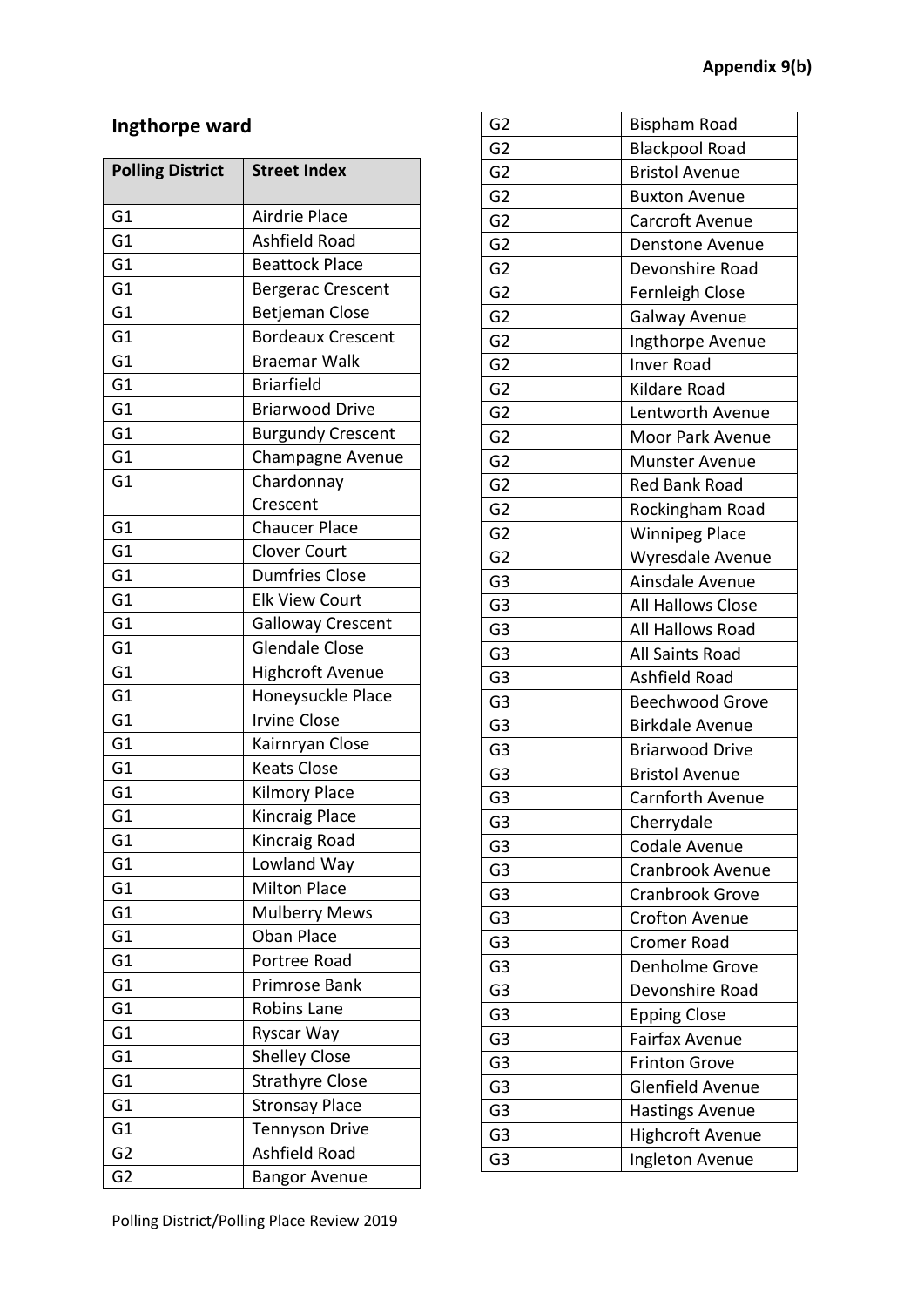**Appendix 9(b)**

## Ingthorpe ward

| Polling District | Street Index |
|---|---|
| G1 | Airdrie Place |
| G1 | Ashfield Road |
| G1 | Beattock Place |
| G1 | Bergerac Crescent |
| G1 | Betjeman Close |
| G1 | Bordeaux Crescent |
| G1 | Braemar Walk |
| G1 | Briarfield |
| G1 | Briarwood Drive |
| G1 | Burgundy Crescent |
| G1 | Champagne Avenue |
| G1 | Chardonnay Crescent |
| G1 | Chaucer Place |
| G1 | Clover Court |
| G1 | Dumfries Close |
| G1 | Elk View Court |
| G1 | Galloway Crescent |
| G1 | Glendale Close |
| G1 | Highcroft Avenue |
| G1 | Honeysuckle Place |
| G1 | Irvine Close |
| G1 | Kairnryan Close |
| G1 | Keats Close |
| G1 | Kilmory Place |
| G1 | Kincraig Place |
| G1 | Kincraig Road |
| G1 | Lowland Way |
| G1 | Milton Place |
| G1 | Mulberry Mews |
| G1 | Oban Place |
| G1 | Portree Road |
| G1 | Primrose Bank |
| G1 | Robins Lane |
| G1 | Ryscar Way |
| G1 | Shelley Close |
| G1 | Strathyre Close |
| G1 | Stronsay Place |
| G1 | Tennyson Drive |
| G2 | Ashfield Road |
| G2 | Bangor Avenue |
| G2 | Bispham Road |
| G2 | Blackpool Road |
| G2 | Bristol Avenue |
| G2 | Buxton Avenue |
| G2 | Carcroft Avenue |
| G2 | Denstone Avenue |
| G2 | Devonshire Road |
| G2 | Fernleigh Close |
| G2 | Galway Avenue |
| G2 | Ingthorpe Avenue |
| G2 | Inver Road |
| G2 | Kildare Road |
| G2 | Lentworth Avenue |
| G2 | Moor Park Avenue |
| G2 | Munster Avenue |
| G2 | Red Bank Road |
| G2 | Rockingham Road |
| G2 | Winnipeg Place |
| G2 | Wyresdale Avenue |
| G3 | Ainsdale Avenue |
| G3 | All Hallows Close |
| G3 | All Hallows Road |
| G3 | All Saints Road |
| G3 | Ashfield Road |
| G3 | Beechwood Grove |
| G3 | Birkdale Avenue |
| G3 | Briarwood Drive |
| G3 | Bristol Avenue |
| G3 | Carnforth Avenue |
| G3 | Cherrydale |
| G3 | Codale Avenue |
| G3 | Cranbrook Avenue |
| G3 | Cranbrook Grove |
| G3 | Crofton Avenue |
| G3 | Cromer Road |
| G3 | Denholme Grove |
| G3 | Devonshire Road |
| G3 | Epping Close |
| G3 | Fairfax Avenue |
| G3 | Frinton Grove |
| G3 | Glenfield Avenue |
| G3 | Hastings Avenue |
| G3 | Highcroft Avenue |
| G3 | Ingleton Avenue |

Polling District/Polling Place Review 2019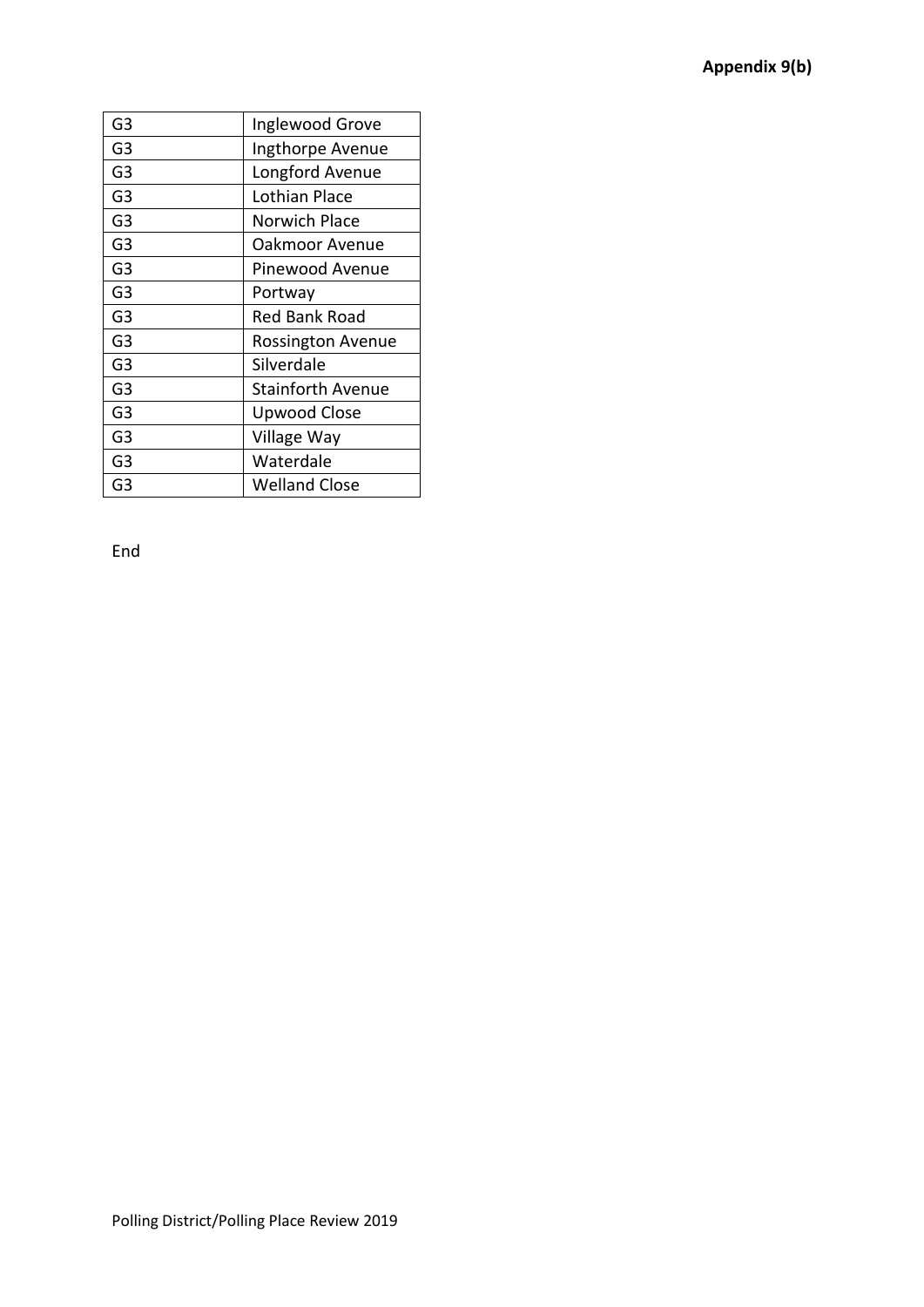**Appendix 9(b)**

| G3 | Inglewood Grove |
|---|---|
| G3 | Ingthorpe Avenue |
| G3 | Longford Avenue |
| G3 | Lothian Place |
| G3 | Norwich Place |
| G3 | Oakmoor Avenue |
| G3 | Pinewood Avenue |
| G3 | Portway |
| G3 | Red Bank Road |
| G3 | Rossington Avenue |
| G3 | Silverdale |
| G3 | Stainforth Avenue |
| G3 | Upwood Close |
| G3 | Village Way |
| G3 | Waterdale |
| G3 | Welland Close |

End

Polling District/Polling Place Review 2019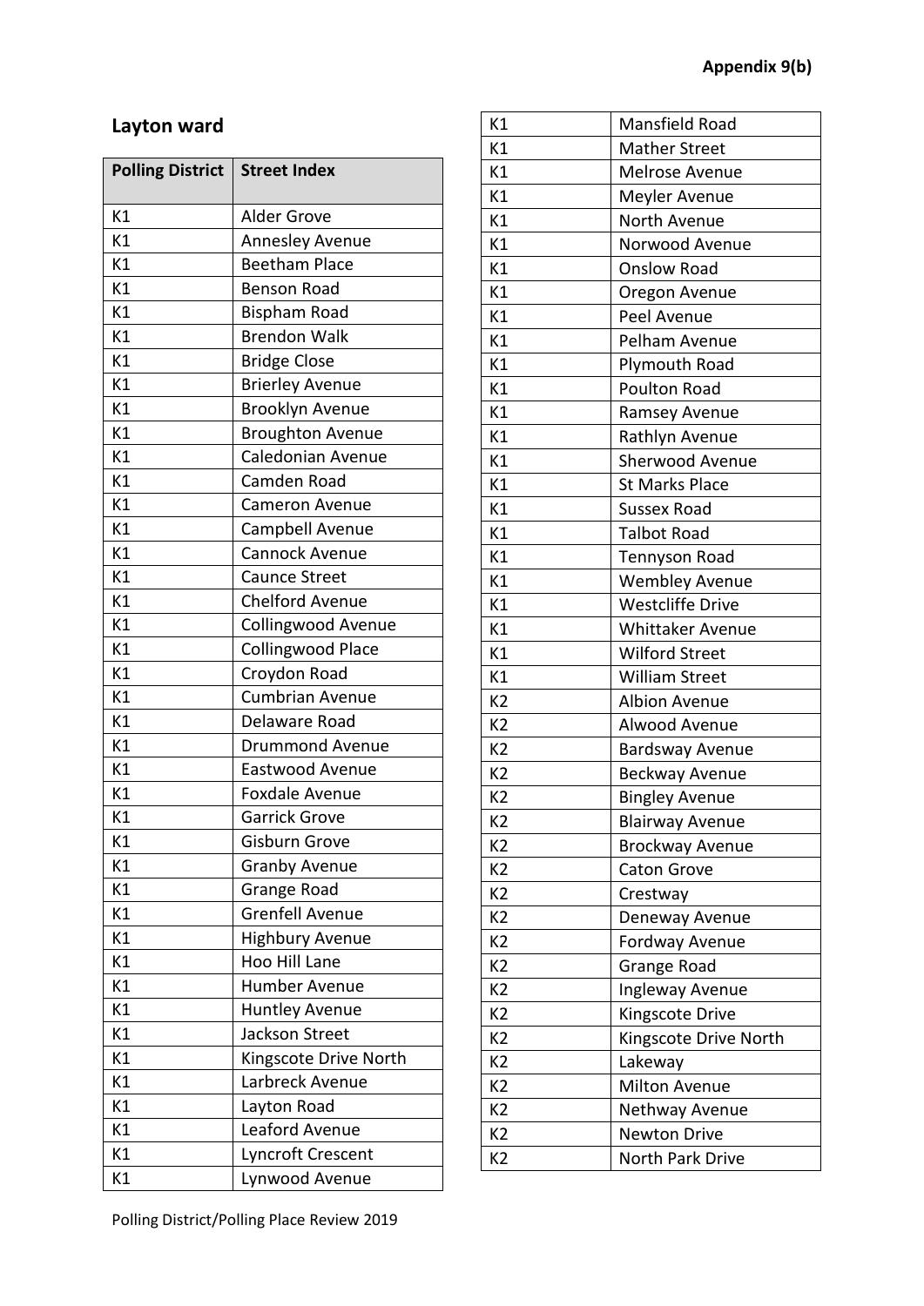**Appendix 9(b)**

## Layton ward

| Polling District | Street Index |
|---|---|
| K1 | Alder Grove |
| K1 | Annesley Avenue |
| K1 | Beetham Place |
| K1 | Benson Road |
| K1 | Bispham Road |
| K1 | Brendon Walk |
| K1 | Bridge Close |
| K1 | Brierley Avenue |
| K1 | Brooklyn Avenue |
| K1 | Broughton Avenue |
| K1 | Caledonian Avenue |
| K1 | Camden Road |
| K1 | Cameron Avenue |
| K1 | Campbell Avenue |
| K1 | Cannock Avenue |
| K1 | Caunce Street |
| K1 | Chelford Avenue |
| K1 | Collingwood Avenue |
| K1 | Collingwood Place |
| K1 | Croydon Road |
| K1 | Cumbrian Avenue |
| K1 | Delaware Road |
| K1 | Drummond Avenue |
| K1 | Eastwood Avenue |
| K1 | Foxdale Avenue |
| K1 | Garrick Grove |
| K1 | Gisburn Grove |
| K1 | Granby Avenue |
| K1 | Grange Road |
| K1 | Grenfell Avenue |
| K1 | Highbury Avenue |
| K1 | Hoo Hill Lane |
| K1 | Humber Avenue |
| K1 | Huntley Avenue |
| K1 | Jackson Street |
| K1 | Kingscote Drive North |
| K1 | Larbreck Avenue |
| K1 | Layton Road |
| K1 | Leaford Avenue |
| K1 | Lyncroft Crescent |
| K1 | Lynwood Avenue |
| K1 | Mansfield Road |
| K1 | Mather Street |
| K1 | Melrose Avenue |
| K1 | Meyler Avenue |
| K1 | North Avenue |
| K1 | Norwood Avenue |
| K1 | Onslow Road |
| K1 | Oregon Avenue |
| K1 | Peel Avenue |
| K1 | Pelham Avenue |
| K1 | Plymouth Road |
| K1 | Poulton Road |
| K1 | Ramsey Avenue |
| K1 | Rathlyn Avenue |
| K1 | Sherwood Avenue |
| K1 | St Marks Place |
| K1 | Sussex Road |
| K1 | Talbot Road |
| K1 | Tennyson Road |
| K1 | Wembley Avenue |
| K1 | Westcliffe Drive |
| K1 | Whittaker Avenue |
| K1 | Wilford Street |
| K1 | William Street |
| K2 | Albion Avenue |
| K2 | Alwood Avenue |
| K2 | Bardsway Avenue |
| K2 | Beckway Avenue |
| K2 | Bingley Avenue |
| K2 | Blairway Avenue |
| K2 | Brockway Avenue |
| K2 | Caton Grove |
| K2 | Crestway |
| K2 | Deneway Avenue |
| K2 | Fordway Avenue |
| K2 | Grange Road |
| K2 | Ingleway Avenue |
| K2 | Kingscote Drive |
| K2 | Kingscote Drive North |
| K2 | Lakeway |
| K2 | Milton Avenue |
| K2 | Nethway Avenue |
| K2 | Newton Drive |
| K2 | North Park Drive |

Polling District/Polling Place Review 2019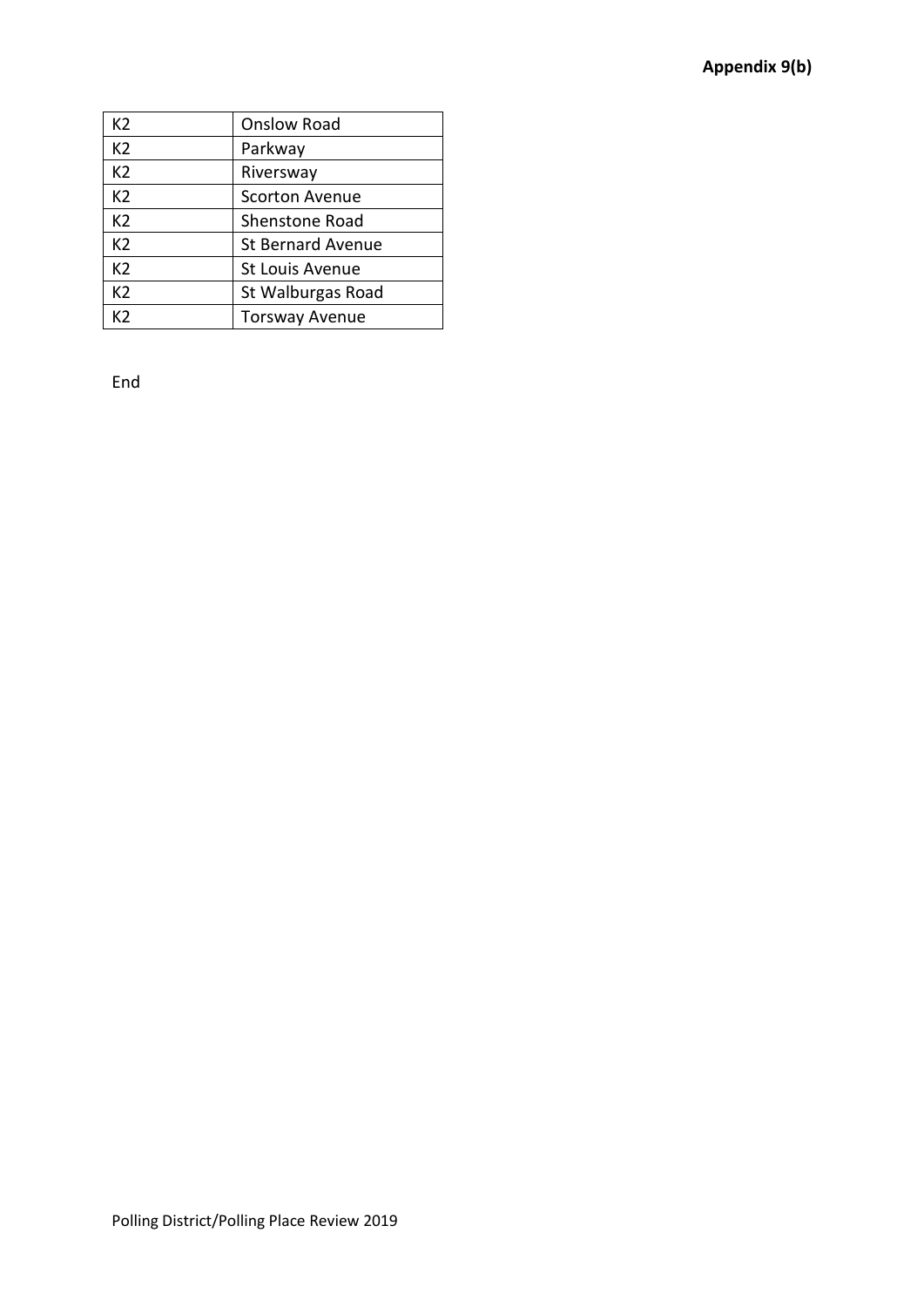| K2 | Onslow Road |
|---|---|
| K2 | Parkway |
| K2 | Riversway |
| K2 | Scorton Avenue |
| K2 | Shenstone Road |
| K2 | St Bernard Avenue |
| K2 | St Louis Avenue |
| K2 | St Walburgas Road |
| K2 | Torsway Avenue |

End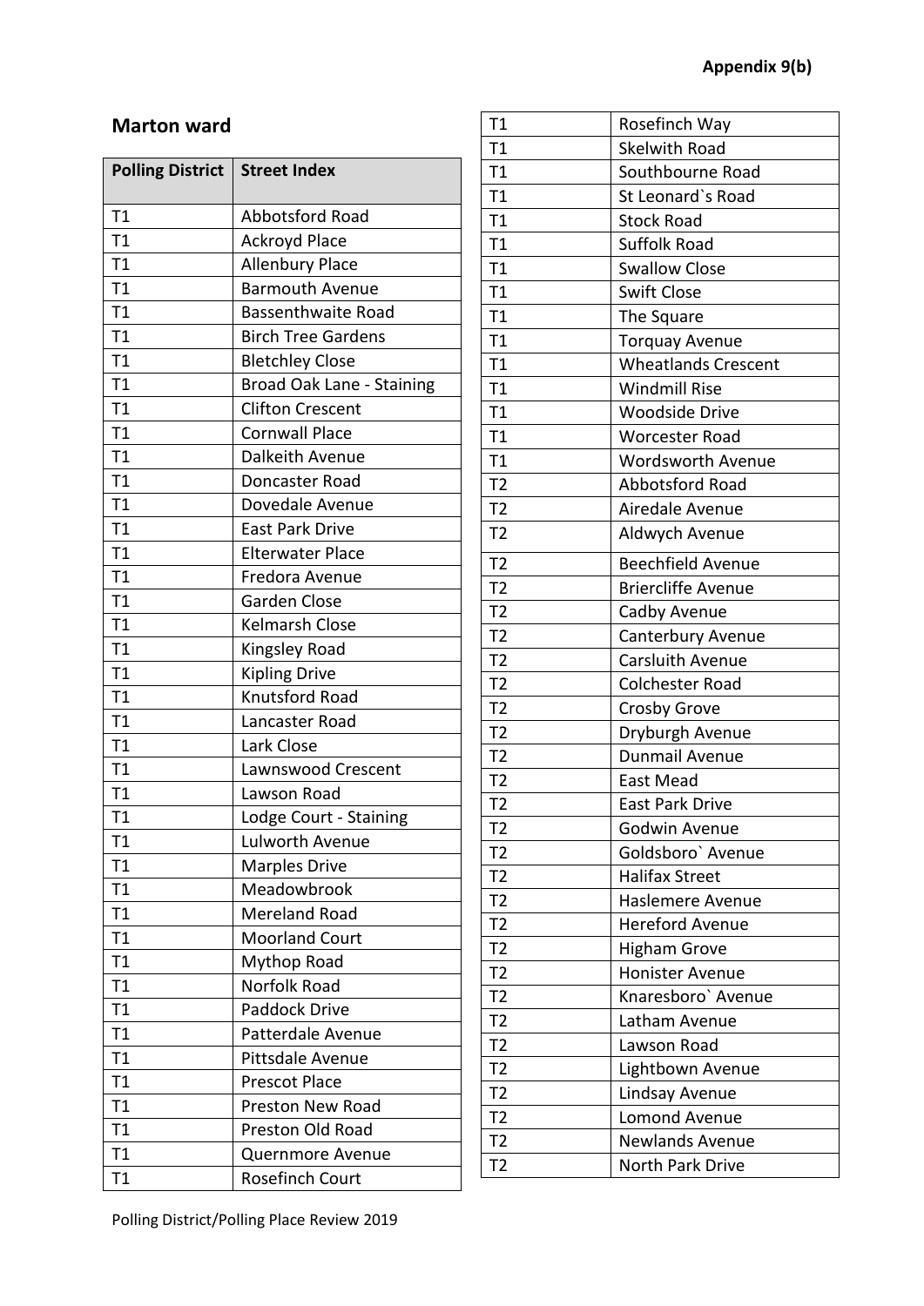**Appendix 9(b)**

## Marton ward

| Polling District | Street Index |
|---|---|
| T1 | Abbotsford Road |
| T1 | Ackroyd Place |
| T1 | Allenbury Place |
| T1 | Barmouth Avenue |
| T1 | Bassenthwaite Road |
| T1 | Birch Tree Gardens |
| T1 | Bletchley Close |
| T1 | Broad Oak Lane - Staining |
| T1 | Clifton Crescent |
| T1 | Cornwall Place |
| T1 | Dalkeith Avenue |
| T1 | Doncaster Road |
| T1 | Dovedale Avenue |
| T1 | East Park Drive |
| T1 | Elterwater Place |
| T1 | Fredora Avenue |
| T1 | Garden Close |
| T1 | Kelmarsh Close |
| T1 | Kingsley Road |
| T1 | Kipling Drive |
| T1 | Knutsford Road |
| T1 | Lancaster Road |
| T1 | Lark Close |
| T1 | Lawnswood Crescent |
| T1 | Lawson Road |
| T1 | Lodge Court - Staining |
| T1 | Lulworth Avenue |
| T1 | Marples Drive |
| T1 | Meadowbrook |
| T1 | Mereland Road |
| T1 | Moorland Court |
| T1 | Mythop Road |
| T1 | Norfolk Road |
| T1 | Paddock Drive |
| T1 | Patterdale Avenue |
| T1 | Pittsdale Avenue |
| T1 | Prescot Place |
| T1 | Preston New Road |
| T1 | Preston Old Road |
| T1 | Quernmore Avenue |
| T1 | Rosefinch Court |
| T1 | Rosefinch Way |
| T1 | Skelwith Road |
| T1 | Southbourne Road |
| T1 | St Leonard`s Road |
| T1 | Stock Road |
| T1 | Suffolk Road |
| T1 | Swallow Close |
| T1 | Swift Close |
| T1 | The Square |
| T1 | Torquay Avenue |
| T1 | Wheatlands Crescent |
| T1 | Windmill Rise |
| T1 | Woodside Drive |
| T1 | Worcester Road |
| T1 | Wordsworth Avenue |
| T2 | Abbotsford Road |
| T2 | Airedale Avenue |
| T2 | Aldwych Avenue |
| T2 | Beechfield Avenue |
| T2 | Briercliffe Avenue |
| T2 | Cadby Avenue |
| T2 | Canterbury Avenue |
| T2 | Carsluith Avenue |
| T2 | Colchester Road |
| T2 | Crosby Grove |
| T2 | Dryburgh Avenue |
| T2 | Dunmail Avenue |
| T2 | East Mead |
| T2 | East Park Drive |
| T2 | Godwin Avenue |
| T2 | Goldsboro` Avenue |
| T2 | Halifax Street |
| T2 | Haslemere Avenue |
| T2 | Hereford Avenue |
| T2 | Higham Grove |
| T2 | Honister Avenue |
| T2 | Knaresboro` Avenue |
| T2 | Latham Avenue |
| T2 | Lawson Road |
| T2 | Lightbown Avenue |
| T2 | Lindsay Avenue |
| T2 | Lomond Avenue |
| T2 | Newlands Avenue |
| T2 | North Park Drive |

Polling District/Polling Place Review 2019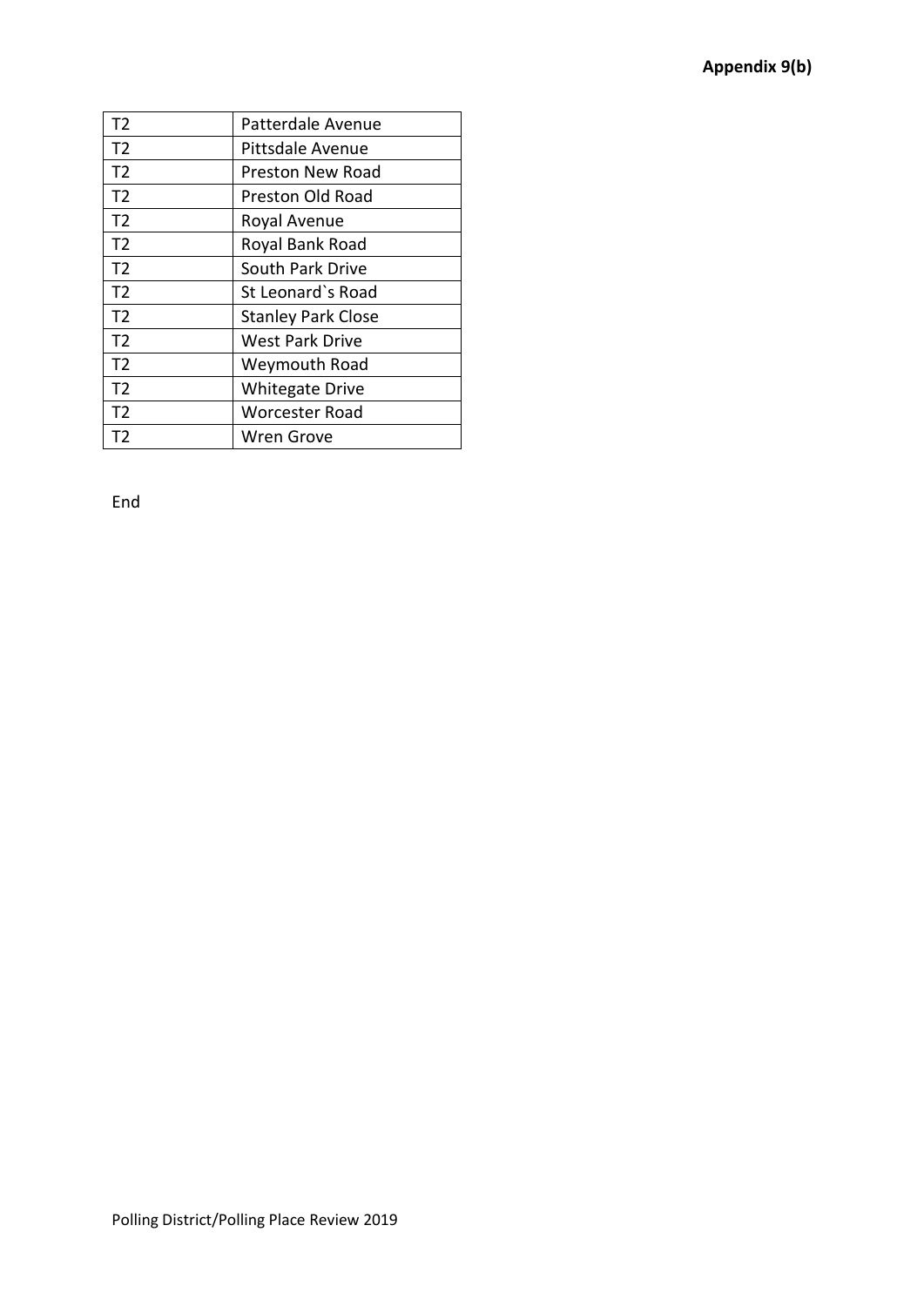| T2 | Patterdale Avenue |
| --- | --- |
| T2 | Pittsdale Avenue |
| T2 | Preston New Road |
| T2 | Preston Old Road |
| T2 | Royal Avenue |
| T2 | Royal Bank Road |
| T2 | South Park Drive |
| T2 | St Leonard`s Road |
| T2 | Stanley Park Close |
| T2 | West Park Drive |
| T2 | Weymouth Road |
| T2 | Whitegate Drive |
| T2 | Worcester Road |
| T2 | Wren Grove |

End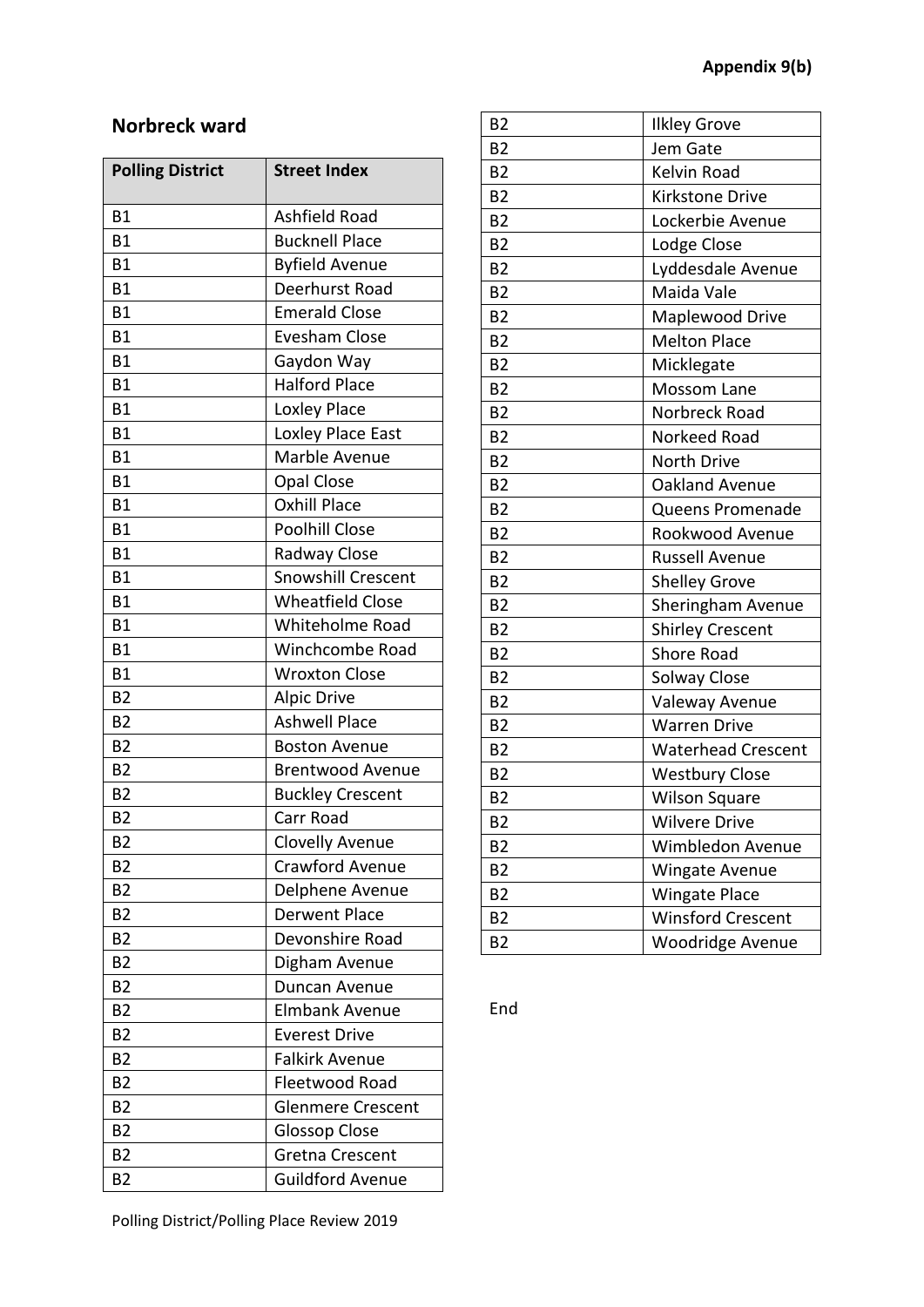**Appendix 9(b)**

## Norbreck ward

| Polling District | Street Index |
|---|---|
| B1 | Ashfield Road |
| B1 | Bucknell Place |
| B1 | Byfield Avenue |
| B1 | Deerhurst Road |
| B1 | Emerald Close |
| B1 | Evesham Close |
| B1 | Gaydon Way |
| B1 | Halford Place |
| B1 | Loxley Place |
| B1 | Loxley Place East |
| B1 | Marble Avenue |
| B1 | Opal Close |
| B1 | Oxhill Place |
| B1 | Poolhill Close |
| B1 | Radway Close |
| B1 | Snowshill Crescent |
| B1 | Wheatfield Close |
| B1 | Whiteholme Road |
| B1 | Winchcombe Road |
| B1 | Wroxton Close |
| B2 | Alpic Drive |
| B2 | Ashwell Place |
| B2 | Boston Avenue |
| B2 | Brentwood Avenue |
| B2 | Buckley Crescent |
| B2 | Carr Road |
| B2 | Clovelly Avenue |
| B2 | Crawford Avenue |
| B2 | Delphene Avenue |
| B2 | Derwent Place |
| B2 | Devonshire Road |
| B2 | Digham Avenue |
| B2 | Duncan Avenue |
| B2 | Elmbank Avenue |
| B2 | Everest Drive |
| B2 | Falkirk Avenue |
| B2 | Fleetwood Road |
| B2 | Glenmere Crescent |
| B2 | Glossop Close |
| B2 | Gretna Crescent |
| B2 | Guildford Avenue |
| B2 | Ilkley Grove |
| B2 | Jem Gate |
| B2 | Kelvin Road |
| B2 | Kirkstone Drive |
| B2 | Lockerbie Avenue |
| B2 | Lodge Close |
| B2 | Lyddesdale Avenue |
| B2 | Maida Vale |
| B2 | Maplewood Drive |
| B2 | Melton Place |
| B2 | Micklegate |
| B2 | Mossom Lane |
| B2 | Norbreck Road |
| B2 | Norkeed Road |
| B2 | North Drive |
| B2 | Oakland Avenue |
| B2 | Queens Promenade |
| B2 | Rookwood Avenue |
| B2 | Russell Avenue |
| B2 | Shelley Grove |
| B2 | Sheringham Avenue |
| B2 | Shirley Crescent |
| B2 | Shore Road |
| B2 | Solway Close |
| B2 | Valeway Avenue |
| B2 | Warren Drive |
| B2 | Waterhead Crescent |
| B2 | Westbury Close |
| B2 | Wilson Square |
| B2 | Wilvere Drive |
| B2 | Wimbledon Avenue |
| B2 | Wingate Avenue |
| B2 | Wingate Place |
| B2 | Winsford Crescent |
| B2 | Woodridge Avenue |

End

Polling District/Polling Place Review 2019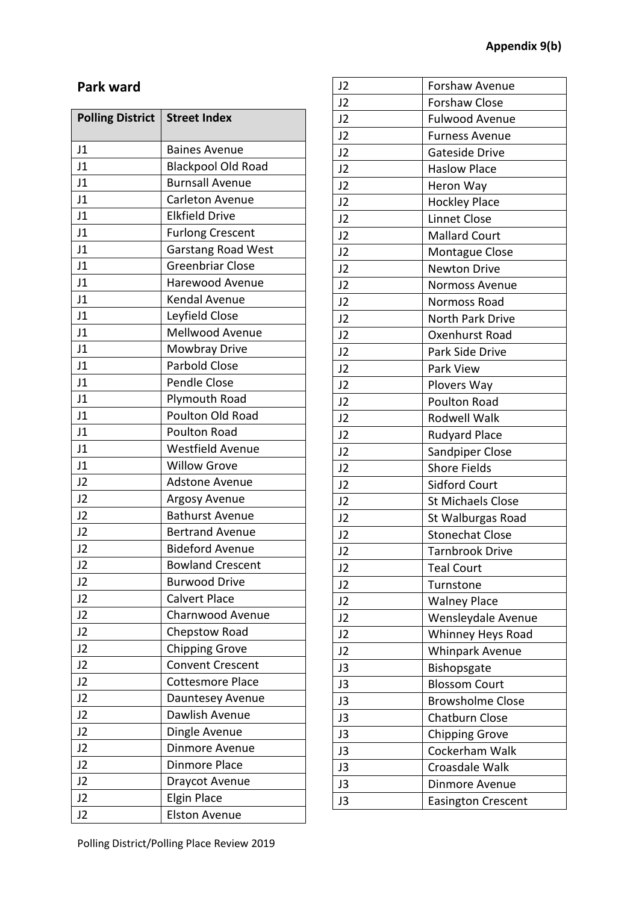**Appendix 9(b)**

## Park ward

| Polling District | Street Index |
|---|---|
| J1 | Baines Avenue |
| J1 | Blackpool Old Road |
| J1 | Burnsall Avenue |
| J1 | Carleton Avenue |
| J1 | Elkfield Drive |
| J1 | Furlong Crescent |
| J1 | Garstang Road West |
| J1 | Greenbriar Close |
| J1 | Harewood Avenue |
| J1 | Kendal Avenue |
| J1 | Leyfield Close |
| J1 | Mellwood Avenue |
| J1 | Mowbray Drive |
| J1 | Parbold Close |
| J1 | Pendle Close |
| J1 | Plymouth Road |
| J1 | Poulton Old Road |
| J1 | Poulton Road |
| J1 | Westfield Avenue |
| J1 | Willow Grove |
| J2 | Adstone Avenue |
| J2 | Argosy Avenue |
| J2 | Bathurst Avenue |
| J2 | Bertrand Avenue |
| J2 | Bideford Avenue |
| J2 | Bowland Crescent |
| J2 | Burwood Drive |
| J2 | Calvert Place |
| J2 | Charnwood Avenue |
| J2 | Chepstow Road |
| J2 | Chipping Grove |
| J2 | Convent Crescent |
| J2 | Cottesmore Place |
| J2 | Dauntesey Avenue |
| J2 | Dawlish Avenue |
| J2 | Dingle Avenue |
| J2 | Dinmore Avenue |
| J2 | Dinmore Place |
| J2 | Draycot Avenue |
| J2 | Elgin Place |
| J2 | Elston Avenue |
| J2 | Forshaw Avenue |
| J2 | Forshaw Close |
| J2 | Fulwood Avenue |
| J2 | Furness Avenue |
| J2 | Gateside Drive |
| J2 | Haslow Place |
| J2 | Heron Way |
| J2 | Hockley Place |
| J2 | Linnet Close |
| J2 | Mallard Court |
| J2 | Montague Close |
| J2 | Newton Drive |
| J2 | Normoss Avenue |
| J2 | Normoss Road |
| J2 | North Park Drive |
| J2 | Oxenhurst Road |
| J2 | Park Side Drive |
| J2 | Park View |
| J2 | Plovers Way |
| J2 | Poulton Road |
| J2 | Rodwell Walk |
| J2 | Rudyard Place |
| J2 | Sandpiper Close |
| J2 | Shore Fields |
| J2 | Sidford Court |
| J2 | St Michaels Close |
| J2 | St Walburgas Road |
| J2 | Stonechat Close |
| J2 | Tarnbrook Drive |
| J2 | Teal Court |
| J2 | Turnstone |
| J2 | Walney Place |
| J2 | Wensleydale Avenue |
| J2 | Whinney Heys Road |
| J2 | Whinpark Avenue |
| J3 | Bishopsgate |
| J3 | Blossom Court |
| J3 | Browsholme Close |
| J3 | Chatburn Close |
| J3 | Chipping Grove |
| J3 | Cockerham Walk |
| J3 | Croasdale Walk |
| J3 | Dinmore Avenue |
| J3 | Easington Crescent |

Polling District/Polling Place Review 2019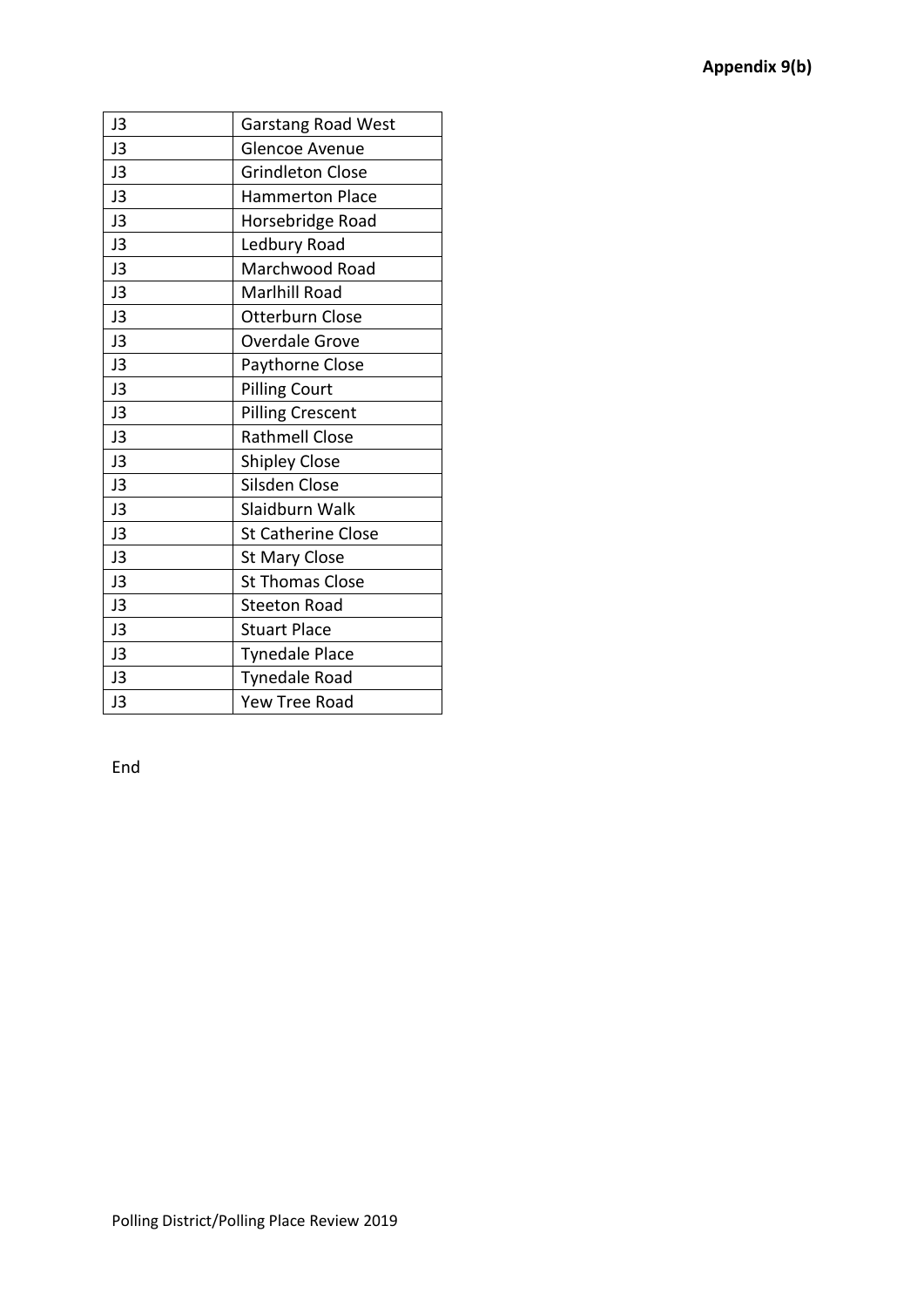**Appendix 9(b)**

| J3 | Garstang Road West |
|---|---|
| J3 | Glencoe Avenue |
| J3 | Grindleton Close |
| J3 | Hammerton Place |
| J3 | Horsebridge Road |
| J3 | Ledbury Road |
| J3 | Marchwood Road |
| J3 | Marlhill Road |
| J3 | Otterburn Close |
| J3 | Overdale Grove |
| J3 | Paythorne Close |
| J3 | Pilling Court |
| J3 | Pilling Crescent |
| J3 | Rathmell Close |
| J3 | Shipley Close |
| J3 | Silsden Close |
| J3 | Slaidburn Walk |
| J3 | St Catherine Close |
| J3 | St Mary Close |
| J3 | St Thomas Close |
| J3 | Steeton Road |
| J3 | Stuart Place |
| J3 | Tynedale Place |
| J3 | Tynedale Road |
| J3 | Yew Tree Road |

End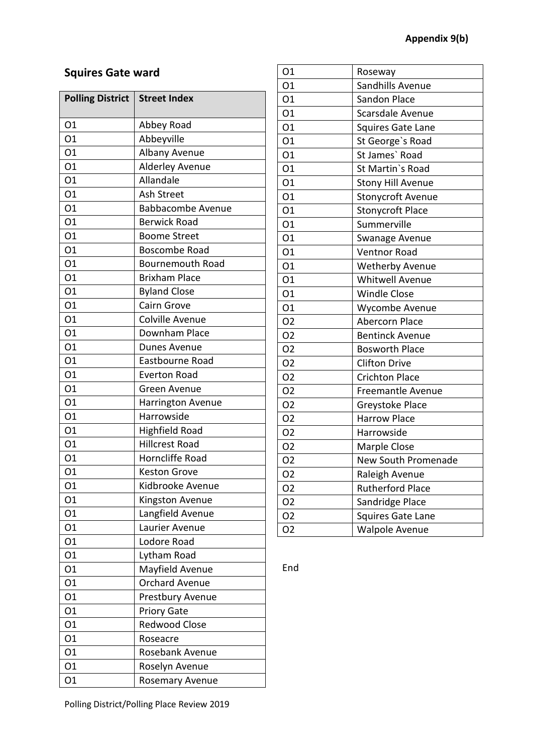Appendix 9(b)

## Squires Gate ward

| Polling District | Street Index |
|---|---|
| O1 | Abbey Road |
| O1 | Abbeyville |
| O1 | Albany Avenue |
| O1 | Alderley Avenue |
| O1 | Allandale |
| O1 | Ash Street |
| O1 | Babbacombe Avenue |
| O1 | Berwick Road |
| O1 | Boome Street |
| O1 | Boscombe Road |
| O1 | Bournemouth Road |
| O1 | Brixham Place |
| O1 | Byland Close |
| O1 | Cairn Grove |
| O1 | Colville Avenue |
| O1 | Downham Place |
| O1 | Dunes Avenue |
| O1 | Eastbourne Road |
| O1 | Everton Road |
| O1 | Green Avenue |
| O1 | Harrington Avenue |
| O1 | Harrowside |
| O1 | Highfield Road |
| O1 | Hillcrest Road |
| O1 | Horncliffe Road |
| O1 | Keston Grove |
| O1 | Kidbrooke Avenue |
| O1 | Kingston Avenue |
| O1 | Langfield Avenue |
| O1 | Laurier Avenue |
| O1 | Lodore Road |
| O1 | Lytham Road |
| O1 | Mayfield Avenue |
| O1 | Orchard Avenue |
| O1 | Prestbury Avenue |
| O1 | Priory Gate |
| O1 | Redwood Close |
| O1 | Roseacre |
| O1 | Rosebank Avenue |
| O1 | Roselyn Avenue |
| O1 | Rosemary Avenue |
| O1 | Roseway |
| O1 | Sandhills Avenue |
| O1 | Sandon Place |
| O1 | Scarsdale Avenue |
| O1 | Squires Gate Lane |
| O1 | St George`s Road |
| O1 | St James` Road |
| O1 | St Martin`s Road |
| O1 | Stony Hill Avenue |
| O1 | Stonycroft Avenue |
| O1 | Stonycroft Place |
| O1 | Summerville |
| O1 | Swanage Avenue |
| O1 | Ventnor Road |
| O1 | Wetherby Avenue |
| O1 | Whitwell Avenue |
| O1 | Windle Close |
| O1 | Wycombe Avenue |
| O2 | Abercorn Place |
| O2 | Bentinck Avenue |
| O2 | Bosworth Place |
| O2 | Clifton Drive |
| O2 | Crichton Place |
| O2 | Freemantle Avenue |
| O2 | Greystoke Place |
| O2 | Harrow Place |
| O2 | Harrowside |
| O2 | Marple Close |
| O2 | New South Promenade |
| O2 | Raleigh Avenue |
| O2 | Rutherford Place |
| O2 | Sandridge Place |
| O2 | Squires Gate Lane |
| O2 | Walpole Avenue |

End

Polling District/Polling Place Review 2019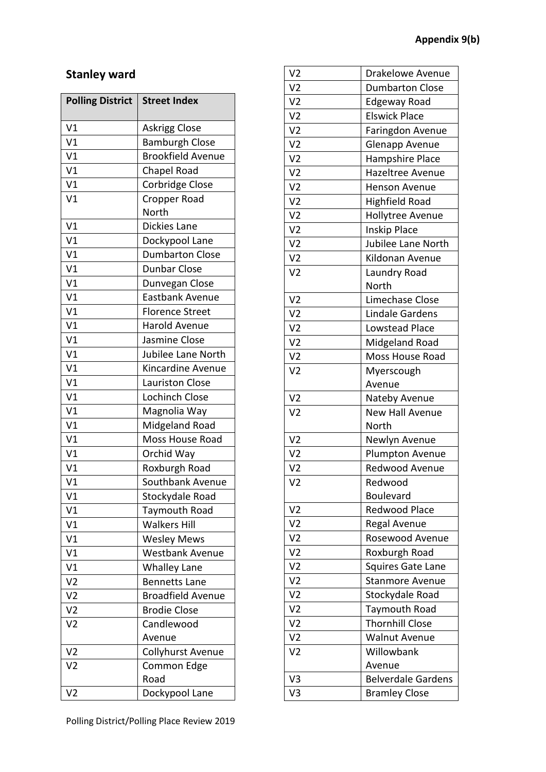**Appendix 9(b)**

## Stanley ward

| Polling District | Street Index |
|---|---|
| V1 | Askrigg Close |
| V1 | Bamburgh Close |
| V1 | Brookfield Avenue |
| V1 | Chapel Road |
| V1 | Corbridge Close |
| V1 | Cropper Road North |
| V1 | Dickies Lane |
| V1 | Dockypool Lane |
| V1 | Dumbarton Close |
| V1 | Dunbar Close |
| V1 | Dunvegan Close |
| V1 | Eastbank Avenue |
| V1 | Florence Street |
| V1 | Harold Avenue |
| V1 | Jasmine Close |
| V1 | Jubilee Lane North |
| V1 | Kincardine Avenue |
| V1 | Lauriston Close |
| V1 | Lochinch Close |
| V1 | Magnolia Way |
| V1 | Midgeland Road |
| V1 | Moss House Road |
| V1 | Orchid Way |
| V1 | Roxburgh Road |
| V1 | Southbank Avenue |
| V1 | Stockydale Road |
| V1 | Taymouth Road |
| V1 | Walkers Hill |
| V1 | Wesley Mews |
| V1 | Westbank Avenue |
| V1 | Whalley Lane |
| V2 | Bennetts Lane |
| V2 | Broadfield Avenue |
| V2 | Brodie Close |
| V2 | Candlewood Avenue |
| V2 | Collyhurst Avenue |
| V2 | Common Edge Road |
| V2 | Dockypool Lane |
| V2 | Drakelowe Avenue |
| V2 | Dumbarton Close |
| V2 | Edgeway Road |
| V2 | Elswick Place |
| V2 | Faringdon Avenue |
| V2 | Glenapp Avenue |
| V2 | Hampshire Place |
| V2 | Hazeltree Avenue |
| V2 | Henson Avenue |
| V2 | Highfield Road |
| V2 | Hollytree Avenue |
| V2 | Inskip Place |
| V2 | Jubilee Lane North |
| V2 | Kildonan Avenue |
| V2 | Laundry Road North |
| V2 | Limechase Close |
| V2 | Lindale Gardens |
| V2 | Lowstead Place |
| V2 | Midgeland Road |
| V2 | Moss House Road |
| V2 | Myerscough Avenue |
| V2 | Nateby Avenue |
| V2 | New Hall Avenue North |
| V2 | Newlyn Avenue |
| V2 | Plumpton Avenue |
| V2 | Redwood Avenue |
| V2 | Redwood Boulevard |
| V2 | Redwood Place |
| V2 | Regal Avenue |
| V2 | Rosewood Avenue |
| V2 | Roxburgh Road |
| V2 | Squires Gate Lane |
| V2 | Stanmore Avenue |
| V2 | Stockydale Road |
| V2 | Taymouth Road |
| V2 | Thornhill Close |
| V2 | Walnut Avenue |
| V2 | Willowbank Avenue |
| V3 | Belverdale Gardens |
| V3 | Bramley Close |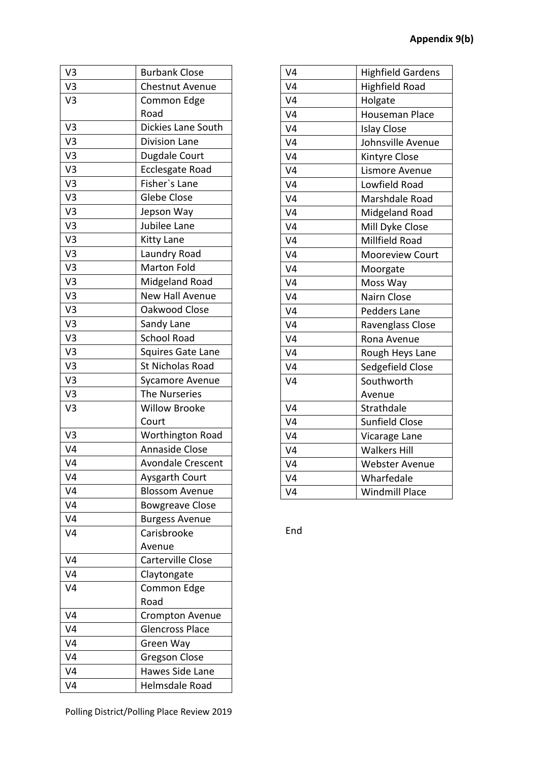**Appendix 9(b)**

| | |
|---|---|
| V3 | Burbank Close |
| V3 | Chestnut Avenue |
| V3 | Common Edge Road |
| V3 | Dickies Lane South |
| V3 | Division Lane |
| V3 | Dugdale Court |
| V3 | Ecclesgate Road |
| V3 | Fisher`s Lane |
| V3 | Glebe Close |
| V3 | Jepson Way |
| V3 | Jubilee Lane |
| V3 | Kitty Lane |
| V3 | Laundry Road |
| V3 | Marton Fold |
| V3 | Midgeland Road |
| V3 | New Hall Avenue |
| V3 | Oakwood Close |
| V3 | Sandy Lane |
| V3 | School Road |
| V3 | Squires Gate Lane |
| V3 | St Nicholas Road |
| V3 | Sycamore Avenue |
| V3 | The Nurseries |
| V3 | Willow Brooke Court |
| V3 | Worthington Road |
| V4 | Annaside Close |
| V4 | Avondale Crescent |
| V4 | Aysgarth Court |
| V4 | Blossom Avenue |
| V4 | Bowgreave Close |
| V4 | Burgess Avenue |
| V4 | Carisbrooke Avenue |
| V4 | Carterville Close |
| V4 | Claytongate |
| V4 | Common Edge Road |
| V4 | Crompton Avenue |
| V4 | Glencross Place |
| V4 | Green Way |
| V4 | Gregson Close |
| V4 | Hawes Side Lane |
| V4 | Helmsdale Road |
| V4 | Highfield Gardens |
| V4 | Highfield Road |
| V4 | Holgate |
| V4 | Houseman Place |
| V4 | Islay Close |
| V4 | Johnsville Avenue |
| V4 | Kintyre Close |
| V4 | Lismore Avenue |
| V4 | Lowfield Road |
| V4 | Marshdale Road |
| V4 | Midgeland Road |
| V4 | Mill Dyke Close |
| V4 | Millfield Road |
| V4 | Mooreview Court |
| V4 | Moorgate |
| V4 | Moss Way |
| V4 | Nairn Close |
| V4 | Pedders Lane |
| V4 | Ravenglass Close |
| V4 | Rona Avenue |
| V4 | Rough Heys Lane |
| V4 | Sedgefield Close |
| V4 | Southworth Avenue |
| V4 | Strathdale |
| V4 | Sunfield Close |
| V4 | Vicarage Lane |
| V4 | Walkers Hill |
| V4 | Webster Avenue |
| V4 | Wharfedale |
| V4 | Windmill Place |

End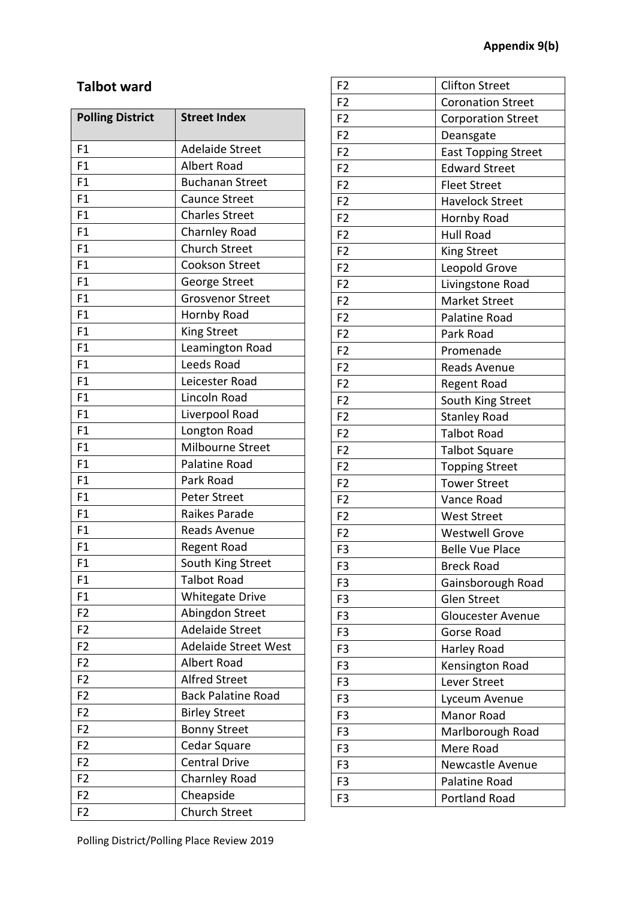**Appendix 9(b)**

## Talbot ward

| Polling District | Street Index |
|---|---|
| F1 | Adelaide Street |
| F1 | Albert Road |
| F1 | Buchanan Street |
| F1 | Caunce Street |
| F1 | Charles Street |
| F1 | Charnley Road |
| F1 | Church Street |
| F1 | Cookson Street |
| F1 | George Street |
| F1 | Grosvenor Street |
| F1 | Hornby Road |
| F1 | King Street |
| F1 | Leamington Road |
| F1 | Leeds Road |
| F1 | Leicester Road |
| F1 | Lincoln Road |
| F1 | Liverpool Road |
| F1 | Longton Road |
| F1 | Milbourne Street |
| F1 | Palatine Road |
| F1 | Park Road |
| F1 | Peter Street |
| F1 | Raikes Parade |
| F1 | Reads Avenue |
| F1 | Regent Road |
| F1 | South King Street |
| F1 | Talbot Road |
| F1 | Whitegate Drive |
| F2 | Abingdon Street |
| F2 | Adelaide Street |
| F2 | Adelaide Street West |
| F2 | Albert Road |
| F2 | Alfred Street |
| F2 | Back Palatine Road |
| F2 | Birley Street |
| F2 | Bonny Street |
| F2 | Cedar Square |
| F2 | Central Drive |
| F2 | Charnley Road |
| F2 | Cheapside |
| F2 | Church Street |
| F2 | Clifton Street |
| F2 | Coronation Street |
| F2 | Corporation Street |
| F2 | Deansgate |
| F2 | East Topping Street |
| F2 | Edward Street |
| F2 | Fleet Street |
| F2 | Havelock Street |
| F2 | Hornby Road |
| F2 | Hull Road |
| F2 | King Street |
| F2 | Leopold Grove |
| F2 | Livingstone Road |
| F2 | Market Street |
| F2 | Palatine Road |
| F2 | Park Road |
| F2 | Promenade |
| F2 | Reads Avenue |
| F2 | Regent Road |
| F2 | South King Street |
| F2 | Stanley Road |
| F2 | Talbot Road |
| F2 | Talbot Square |
| F2 | Topping Street |
| F2 | Tower Street |
| F2 | Vance Road |
| F2 | West Street |
| F2 | Westwell Grove |
| F3 | Belle Vue Place |
| F3 | Breck Road |
| F3 | Gainsborough Road |
| F3 | Glen Street |
| F3 | Gloucester Avenue |
| F3 | Gorse Road |
| F3 | Harley Road |
| F3 | Kensington Road |
| F3 | Lever Street |
| F3 | Lyceum Avenue |
| F3 | Manor Road |
| F3 | Marlborough Road |
| F3 | Mere Road |
| F3 | Newcastle Avenue |
| F3 | Palatine Road |
| F3 | Portland Road |

Polling District/Polling Place Review 2019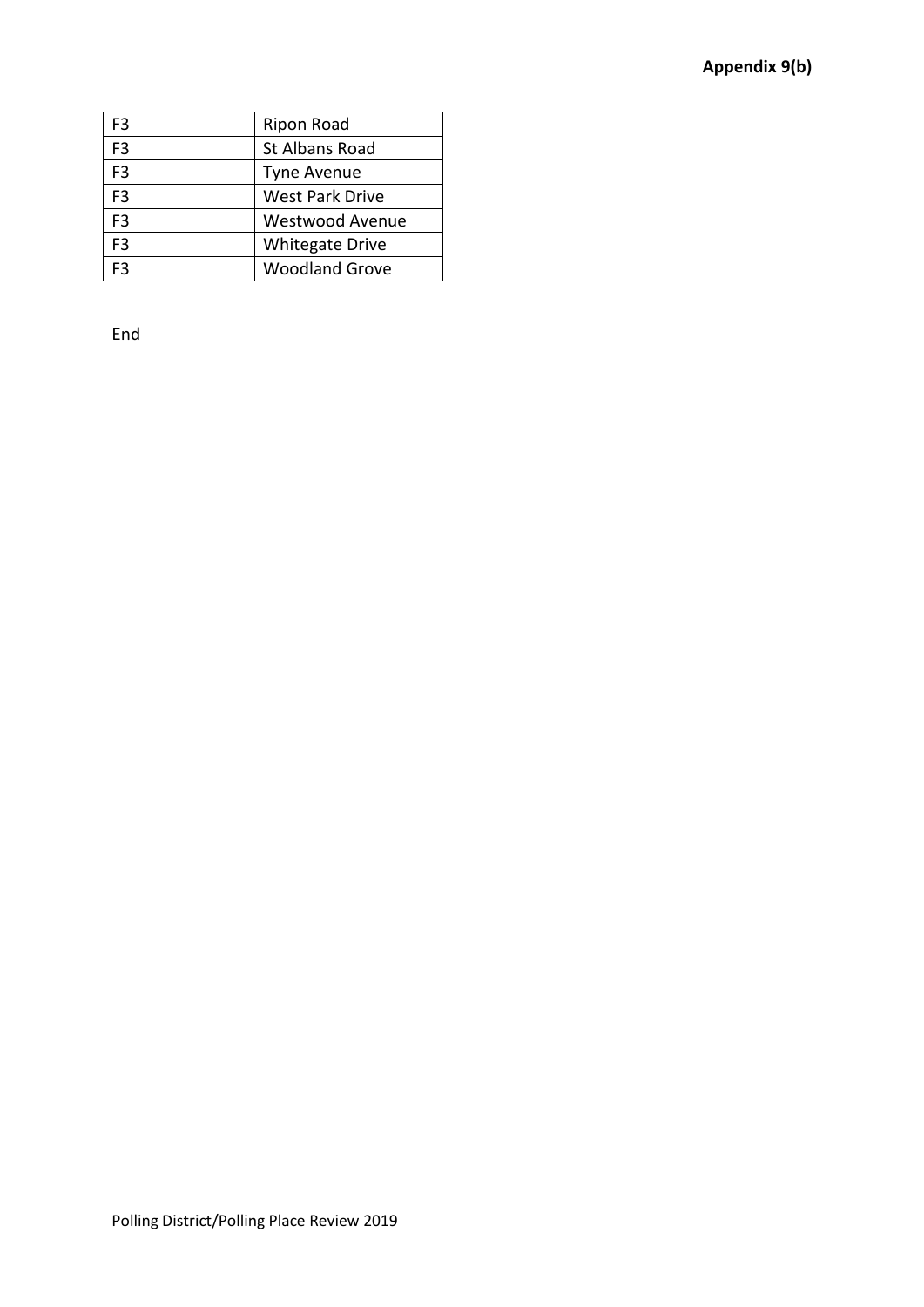| F3 | Ripon Road |
|---|---|
| F3 | St Albans Road |
| F3 | Tyne Avenue |
| F3 | West Park Drive |
| F3 | Westwood Avenue |
| F3 | Whitegate Drive |
| F3 | Woodland Grove |

End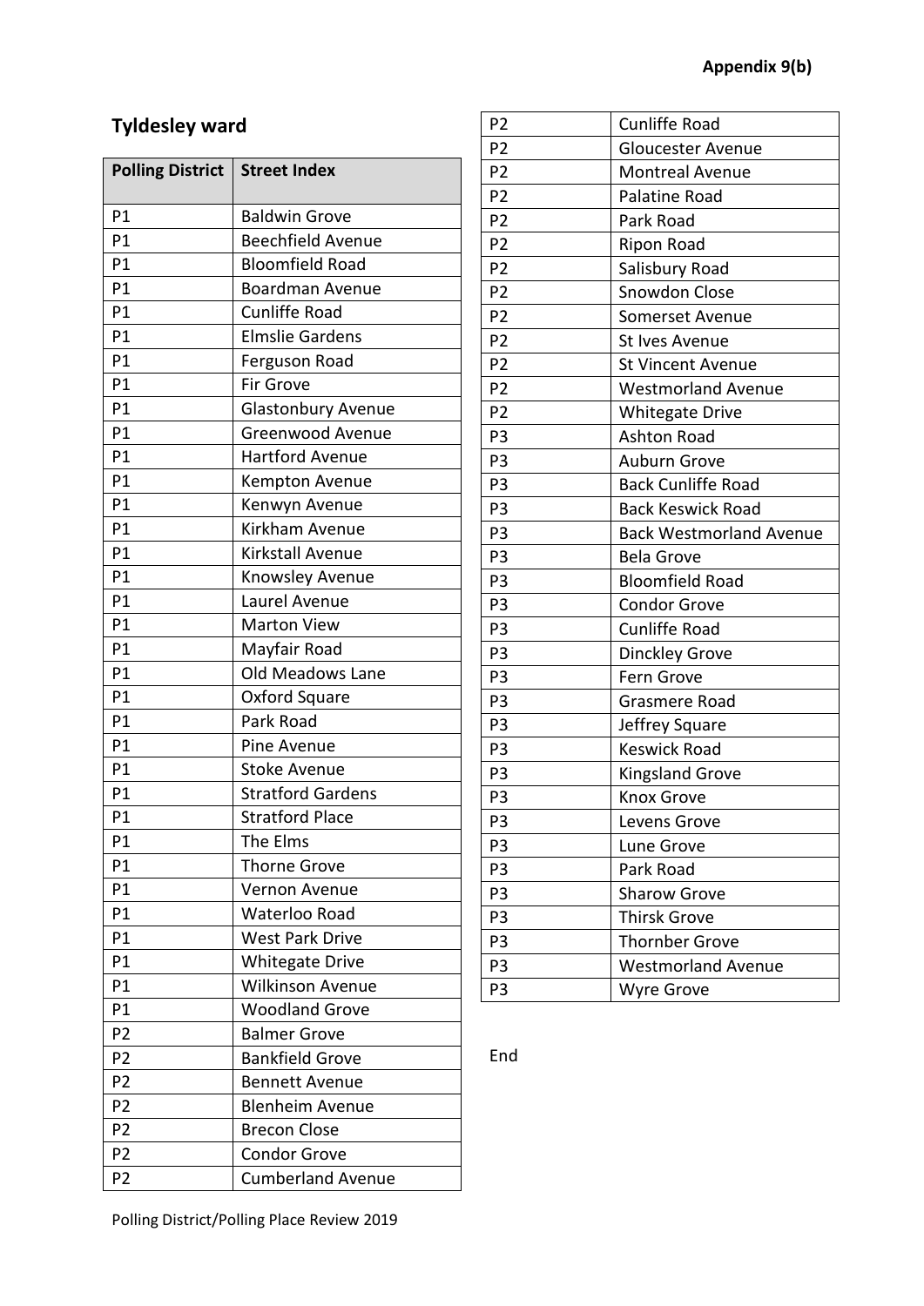Appendix 9(b)

## Tyldesley ward

| Polling District | Street Index |
|---|---|
| P1 | Baldwin Grove |
| P1 | Beechfield Avenue |
| P1 | Bloomfield Road |
| P1 | Boardman Avenue |
| P1 | Cunliffe Road |
| P1 | Elmslie Gardens |
| P1 | Ferguson Road |
| P1 | Fir Grove |
| P1 | Glastonbury Avenue |
| P1 | Greenwood Avenue |
| P1 | Hartford Avenue |
| P1 | Kempton Avenue |
| P1 | Kenwyn Avenue |
| P1 | Kirkham Avenue |
| P1 | Kirkstall Avenue |
| P1 | Knowsley Avenue |
| P1 | Laurel Avenue |
| P1 | Marton View |
| P1 | Mayfair Road |
| P1 | Old Meadows Lane |
| P1 | Oxford Square |
| P1 | Park Road |
| P1 | Pine Avenue |
| P1 | Stoke Avenue |
| P1 | Stratford Gardens |
| P1 | Stratford Place |
| P1 | The Elms |
| P1 | Thorne Grove |
| P1 | Vernon Avenue |
| P1 | Waterloo Road |
| P1 | West Park Drive |
| P1 | Whitegate Drive |
| P1 | Wilkinson Avenue |
| P1 | Woodland Grove |
| P2 | Balmer Grove |
| P2 | Bankfield Grove |
| P2 | Bennett Avenue |
| P2 | Blenheim Avenue |
| P2 | Brecon Close |
| P2 | Condor Grove |
| P2 | Cumberland Avenue |
| P2 | Cunliffe Road |
| P2 | Gloucester Avenue |
| P2 | Montreal Avenue |
| P2 | Palatine Road |
| P2 | Park Road |
| P2 | Ripon Road |
| P2 | Salisbury Road |
| P2 | Snowdon Close |
| P2 | Somerset Avenue |
| P2 | St Ives Avenue |
| P2 | St Vincent Avenue |
| P2 | Westmorland Avenue |
| P2 | Whitegate Drive |
| P3 | Ashton Road |
| P3 | Auburn Grove |
| P3 | Back Cunliffe Road |
| P3 | Back Keswick Road |
| P3 | Back Westmorland Avenue |
| P3 | Bela Grove |
| P3 | Bloomfield Road |
| P3 | Condor Grove |
| P3 | Cunliffe Road |
| P3 | Dinckley Grove |
| P3 | Fern Grove |
| P3 | Grasmere Road |
| P3 | Jeffrey Square |
| P3 | Keswick Road |
| P3 | Kingsland Grove |
| P3 | Knox Grove |
| P3 | Levens Grove |
| P3 | Lune Grove |
| P3 | Park Road |
| P3 | Sharow Grove |
| P3 | Thirsk Grove |
| P3 | Thornber Grove |
| P3 | Westmorland Avenue |
| P3 | Wyre Grove |

End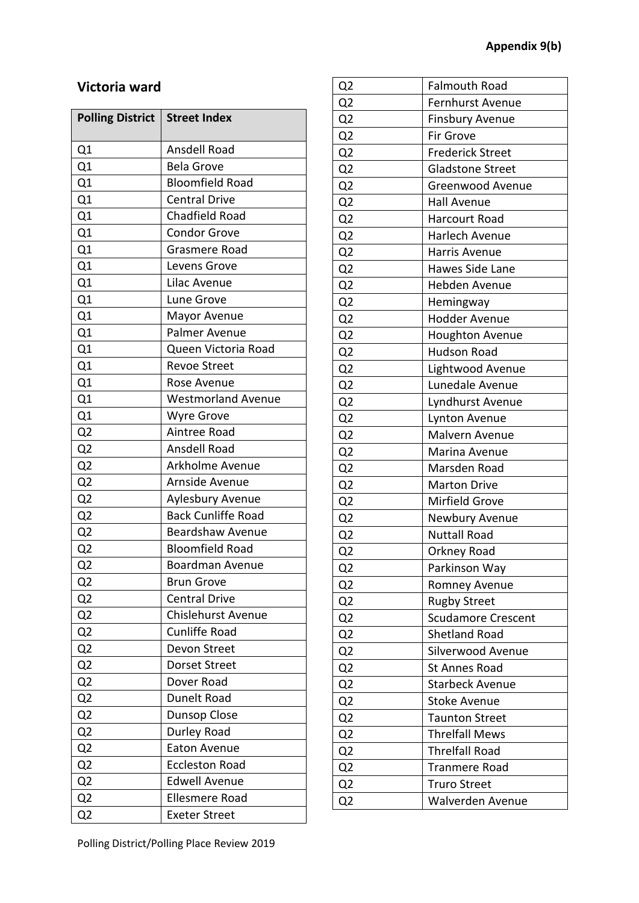**Appendix 9(b)**

## Victoria ward

| Polling District | Street Index |
|---|---|
| Q1 | Ansdell Road |
| Q1 | Bela Grove |
| Q1 | Bloomfield Road |
| Q1 | Central Drive |
| Q1 | Chadfield Road |
| Q1 | Condor Grove |
| Q1 | Grasmere Road |
| Q1 | Levens Grove |
| Q1 | Lilac Avenue |
| Q1 | Lune Grove |
| Q1 | Mayor Avenue |
| Q1 | Palmer Avenue |
| Q1 | Queen Victoria Road |
| Q1 | Revoe Street |
| Q1 | Rose Avenue |
| Q1 | Westmorland Avenue |
| Q1 | Wyre Grove |
| Q2 | Aintree Road |
| Q2 | Ansdell Road |
| Q2 | Arkholme Avenue |
| Q2 | Arnside Avenue |
| Q2 | Aylesbury Avenue |
| Q2 | Back Cunliffe Road |
| Q2 | Beardshaw Avenue |
| Q2 | Bloomfield Road |
| Q2 | Boardman Avenue |
| Q2 | Brun Grove |
| Q2 | Central Drive |
| Q2 | Chislehurst Avenue |
| Q2 | Cunliffe Road |
| Q2 | Devon Street |
| Q2 | Dorset Street |
| Q2 | Dover Road |
| Q2 | Dunelt Road |
| Q2 | Dunsop Close |
| Q2 | Durley Road |
| Q2 | Eaton Avenue |
| Q2 | Eccleston Road |
| Q2 | Edwell Avenue |
| Q2 | Ellesmere Road |
| Q2 | Exeter Street |
| Q2 | Falmouth Road |
| Q2 | Fernhurst Avenue |
| Q2 | Finsbury Avenue |
| Q2 | Fir Grove |
| Q2 | Frederick Street |
| Q2 | Gladstone Street |
| Q2 | Greenwood Avenue |
| Q2 | Hall Avenue |
| Q2 | Harcourt Road |
| Q2 | Harlech Avenue |
| Q2 | Harris Avenue |
| Q2 | Hawes Side Lane |
| Q2 | Hebden Avenue |
| Q2 | Hemingway |
| Q2 | Hodder Avenue |
| Q2 | Houghton Avenue |
| Q2 | Hudson Road |
| Q2 | Lightwood Avenue |
| Q2 | Lunedale Avenue |
| Q2 | Lyndhurst Avenue |
| Q2 | Lynton Avenue |
| Q2 | Malvern Avenue |
| Q2 | Marina Avenue |
| Q2 | Marsden Road |
| Q2 | Marton Drive |
| Q2 | Mirfield Grove |
| Q2 | Newbury Avenue |
| Q2 | Nuttall Road |
| Q2 | Orkney Road |
| Q2 | Parkinson Way |
| Q2 | Romney Avenue |
| Q2 | Rugby Street |
| Q2 | Scudamore Crescent |
| Q2 | Shetland Road |
| Q2 | Silverwood Avenue |
| Q2 | St Annes Road |
| Q2 | Starbeck Avenue |
| Q2 | Stoke Avenue |
| Q2 | Taunton Street |
| Q2 | Threlfall Mews |
| Q2 | Threlfall Road |
| Q2 | Tranmere Road |
| Q2 | Truro Street |
| Q2 | Walverden Avenue |

Polling District/Polling Place Review 2019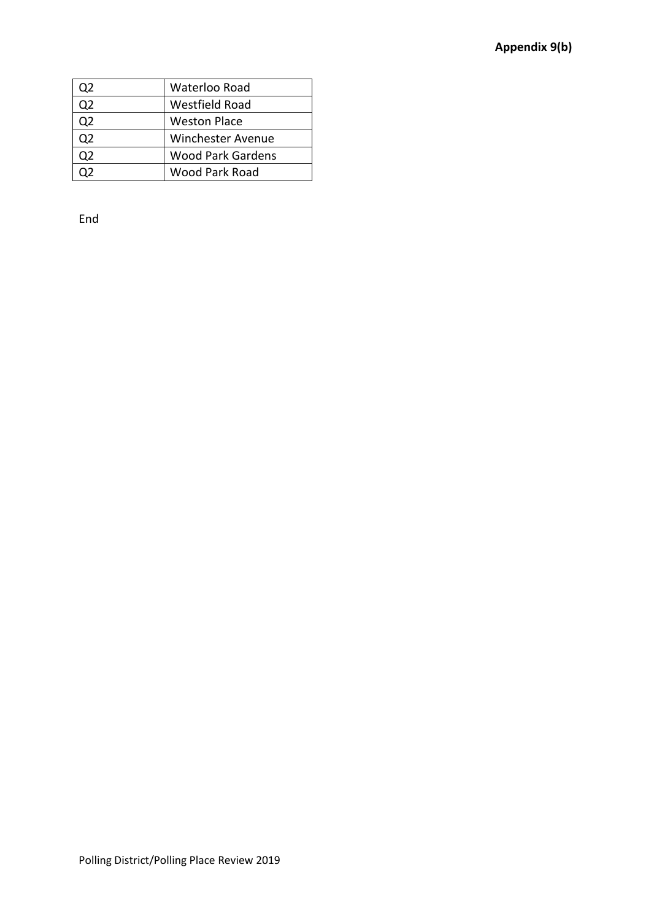| | |
|---|---|
| Q2 | Waterloo Road |
| Q2 | Westfield Road |
| Q2 | Weston Place |
| Q2 | Winchester Avenue |
| Q2 | Wood Park Gardens |
| Q2 | Wood Park Road |

End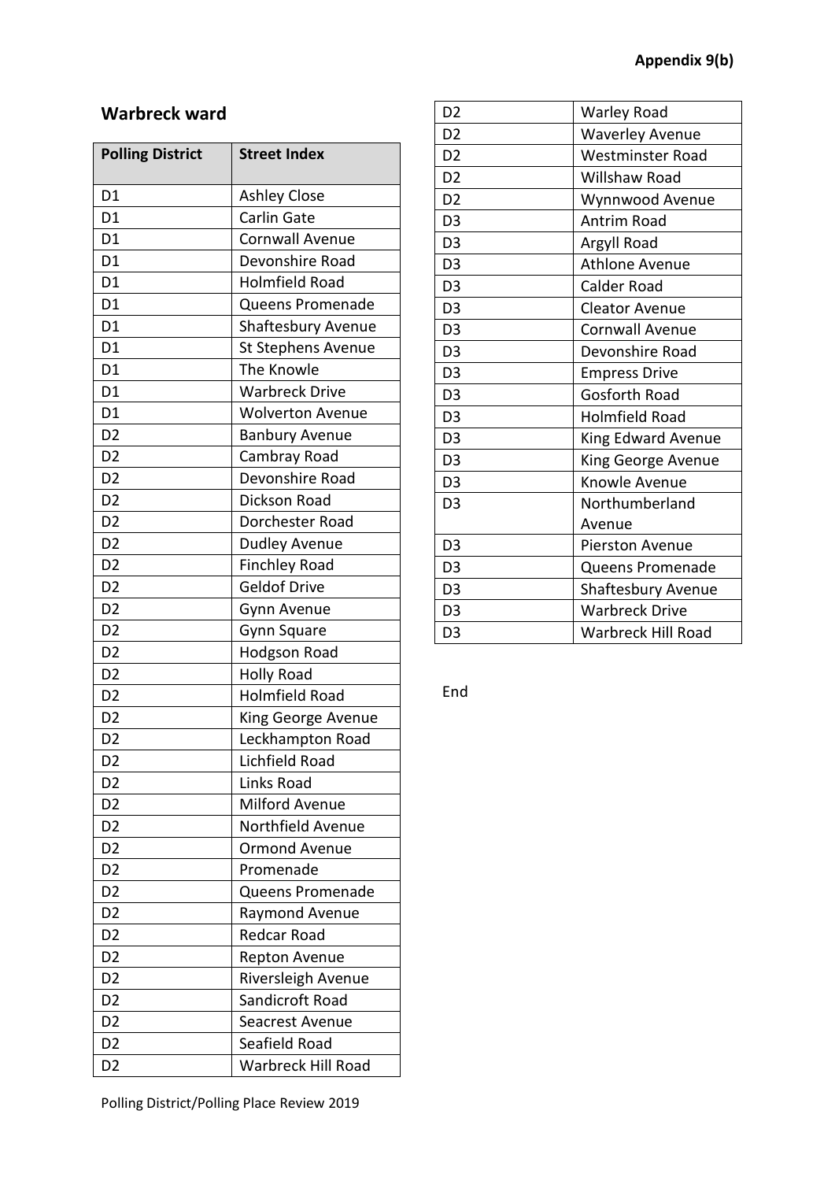**Appendix 9(b)**

## Warbreck ward

| Polling District | Street Index |
|---|---|
| D1 | Ashley Close |
| D1 | Carlin Gate |
| D1 | Cornwall Avenue |
| D1 | Devonshire Road |
| D1 | Holmfield Road |
| D1 | Queens Promenade |
| D1 | Shaftesbury Avenue |
| D1 | St Stephens Avenue |
| D1 | The Knowle |
| D1 | Warbreck Drive |
| D1 | Wolverton Avenue |
| D2 | Banbury Avenue |
| D2 | Cambray Road |
| D2 | Devonshire Road |
| D2 | Dickson Road |
| D2 | Dorchester Road |
| D2 | Dudley Avenue |
| D2 | Finchley Road |
| D2 | Geldof Drive |
| D2 | Gynn Avenue |
| D2 | Gynn Square |
| D2 | Hodgson Road |
| D2 | Holly Road |
| D2 | Holmfield Road |
| D2 | King George Avenue |
| D2 | Leckhampton Road |
| D2 | Lichfield Road |
| D2 | Links Road |
| D2 | Milford Avenue |
| D2 | Northfield Avenue |
| D2 | Ormond Avenue |
| D2 | Promenade |
| D2 | Queens Promenade |
| D2 | Raymond Avenue |
| D2 | Redcar Road |
| D2 | Repton Avenue |
| D2 | Riversleigh Avenue |
| D2 | Sandicroft Road |
| D2 | Seacrest Avenue |
| D2 | Seafield Road |
| D2 | Warbreck Hill Road |
| D2 | Warley Road |
| D2 | Waverley Avenue |
| D2 | Westminster Road |
| D2 | Willshaw Road |
| D2 | Wynnwood Avenue |
| D3 | Antrim Road |
| D3 | Argyll Road |
| D3 | Athlone Avenue |
| D3 | Calder Road |
| D3 | Cleator Avenue |
| D3 | Cornwall Avenue |
| D3 | Devonshire Road |
| D3 | Empress Drive |
| D3 | Gosforth Road |
| D3 | Holmfield Road |
| D3 | King Edward Avenue |
| D3 | King George Avenue |
| D3 | Knowle Avenue |
| D3 | Northumberland Avenue |
| D3 | Pierston Avenue |
| D3 | Queens Promenade |
| D3 | Shaftesbury Avenue |
| D3 | Warbreck Drive |
| D3 | Warbreck Hill Road |

End

Polling District/Polling Place Review 2019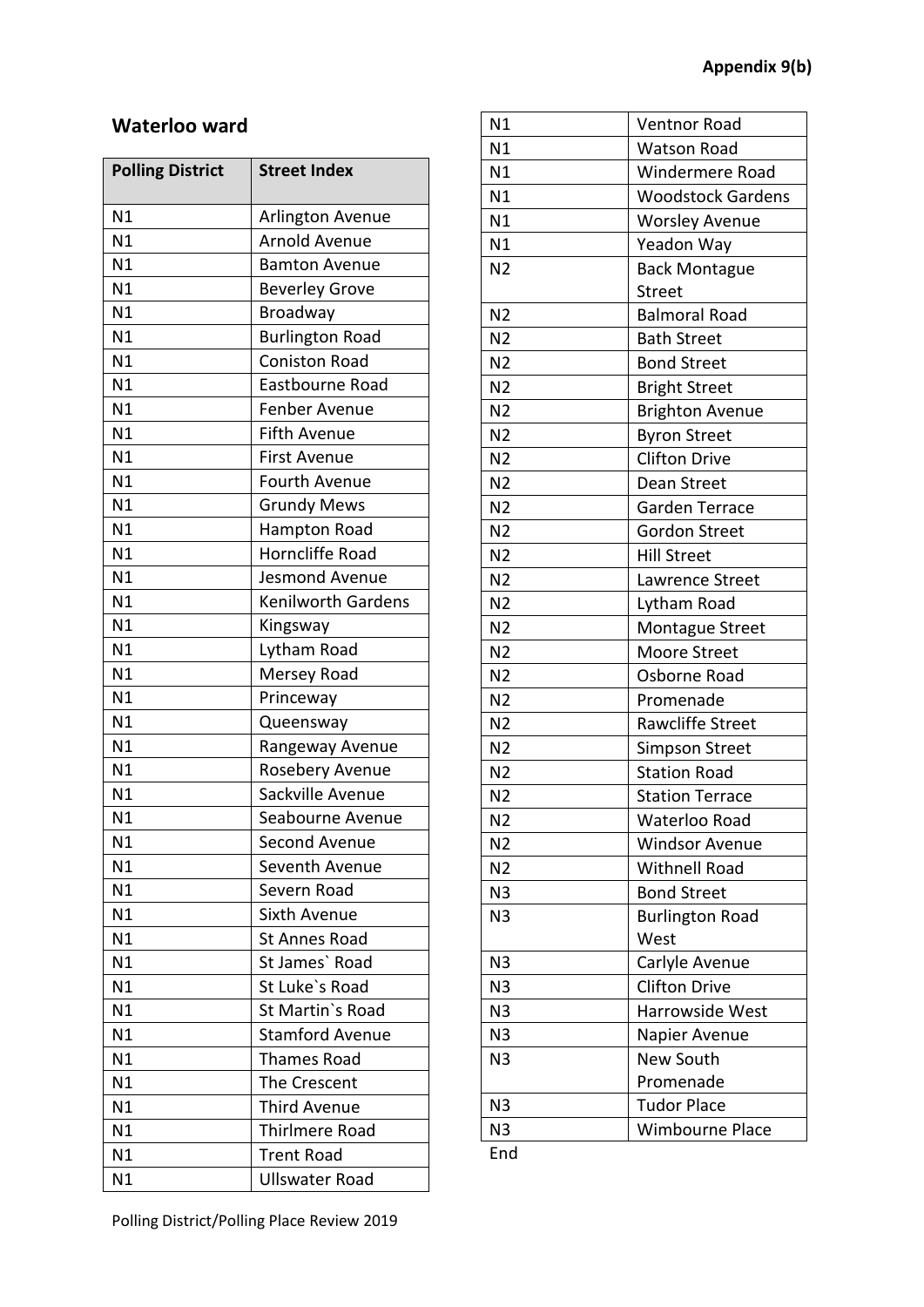**Appendix 9(b)**

## Waterloo ward

| Polling District | Street Index |
|---|---|
| N1 | Arlington Avenue |
| N1 | Arnold Avenue |
| N1 | Bamton Avenue |
| N1 | Beverley Grove |
| N1 | Broadway |
| N1 | Burlington Road |
| N1 | Coniston Road |
| N1 | Eastbourne Road |
| N1 | Fenber Avenue |
| N1 | Fifth Avenue |
| N1 | First Avenue |
| N1 | Fourth Avenue |
| N1 | Grundy Mews |
| N1 | Hampton Road |
| N1 | Horncliffe Road |
| N1 | Jesmond Avenue |
| N1 | Kenilworth Gardens |
| N1 | Kingsway |
| N1 | Lytham Road |
| N1 | Mersey Road |
| N1 | Princeway |
| N1 | Queensway |
| N1 | Rangeway Avenue |
| N1 | Rosebery Avenue |
| N1 | Sackville Avenue |
| N1 | Seabourne Avenue |
| N1 | Second Avenue |
| N1 | Seventh Avenue |
| N1 | Severn Road |
| N1 | Sixth Avenue |
| N1 | St Annes Road |
| N1 | St James` Road |
| N1 | St Luke`s Road |
| N1 | St Martin`s Road |
| N1 | Stamford Avenue |
| N1 | Thames Road |
| N1 | The Crescent |
| N1 | Third Avenue |
| N1 | Thirlmere Road |
| N1 | Trent Road |
| N1 | Ullswater Road |
| N1 | Ventnor Road |
| N1 | Watson Road |
| N1 | Windermere Road |
| N1 | Woodstock Gardens |
| N1 | Worsley Avenue |
| N1 | Yeadon Way |
| N2 | Back Montague Street |
| N2 | Balmoral Road |
| N2 | Bath Street |
| N2 | Bond Street |
| N2 | Bright Street |
| N2 | Brighton Avenue |
| N2 | Byron Street |
| N2 | Clifton Drive |
| N2 | Dean Street |
| N2 | Garden Terrace |
| N2 | Gordon Street |
| N2 | Hill Street |
| N2 | Lawrence Street |
| N2 | Lytham Road |
| N2 | Montague Street |
| N2 | Moore Street |
| N2 | Osborne Road |
| N2 | Promenade |
| N2 | Rawcliffe Street |
| N2 | Simpson Street |
| N2 | Station Road |
| N2 | Station Terrace |
| N2 | Waterloo Road |
| N2 | Windsor Avenue |
| N2 | Withnell Road |
| N3 | Bond Street |
| N3 | Burlington Road West |
| N3 | Carlyle Avenue |
| N3 | Clifton Drive |
| N3 | Harrowside West |
| N3 | Napier Avenue |
| N3 | New South Promenade |
| N3 | Tudor Place |
| N3 | Wimbourne Place |

End

Polling District/Polling Place Review 2019